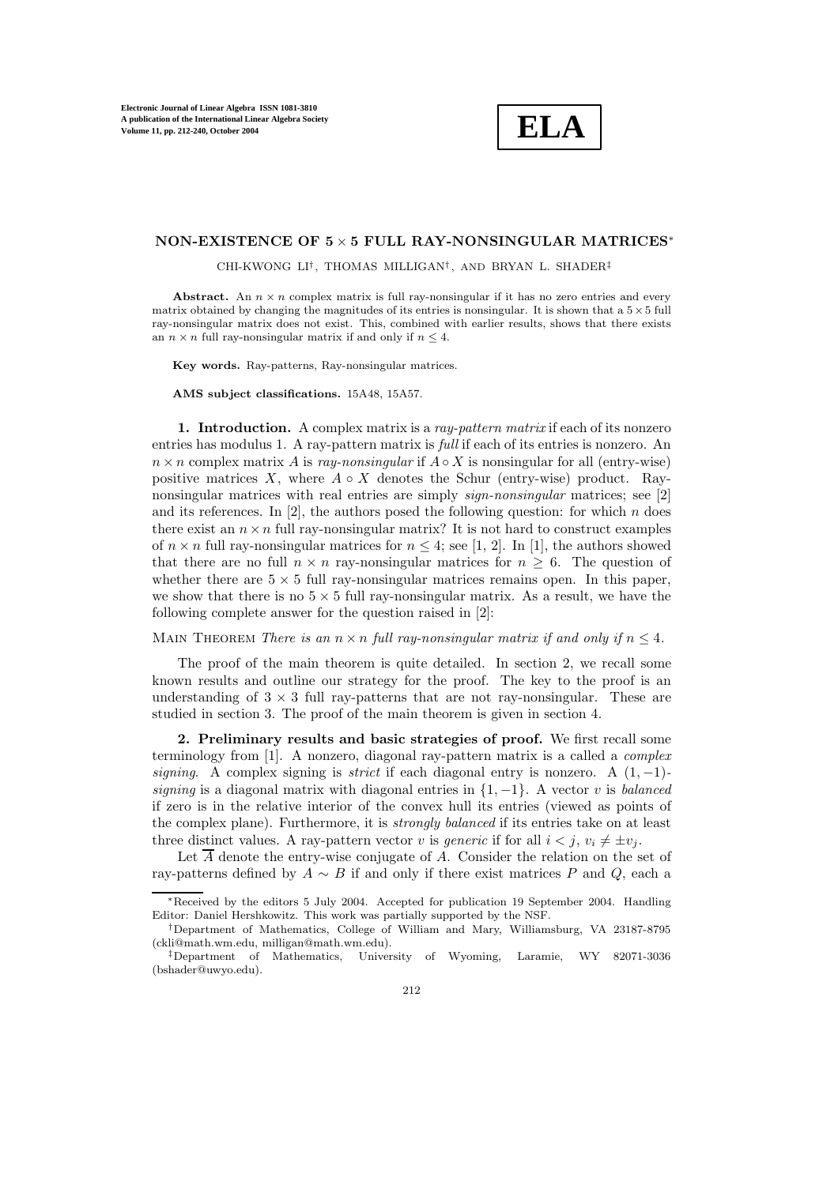# NON-EXISTENCE OF 5 × 5 FULL RAY-NONSINGULAR MATRICES*

CHI-KWONG LI†, THOMAS MILLIGAN†, AND BRYAN L. SHADER‡

**Abstract.** An $n \times n$ complex matrix is full ray-nonsingular if it has no zero entries and every matrix obtained by changing the magnitudes of its entries is nonsingular. It is shown that a $5 \times 5$ full ray-nonsingular matrix does not exist. This, combined with earlier results, shows that there exists an $n \times n$ full ray-nonsingular matrix if and only if $n \leq 4$.

**Key words.** Ray-patterns, Ray-nonsingular matrices.

**AMS subject classifications.** 15A48, 15A57.

**1. Introduction.** A complex matrix is a *ray-pattern matrix* if each of its nonzero entries has modulus 1. A ray-pattern matrix is *full* if each of its entries is nonzero. An $n \times n$ complex matrix $A$ is *ray-nonsingular* if $A \circ X$ is nonsingular for all (entry-wise) positive matrices $X$, where $A \circ X$ denotes the Schur (entry-wise) product. Ray-nonsingular matrices with real entries are simply *sign-nonsingular* matrices; see [2] and its references. In [2], the authors posed the following question: for which $n$ does there exist an $n \times n$ full ray-nonsingular matrix? It is not hard to construct examples of $n \times n$ full ray-nonsingular matrices for $n \leq 4$; see [1, 2]. In [1], the authors showed that there are no full $n \times n$ ray-nonsingular matrices for $n \geq 6$. The question of whether there are $5 \times 5$ full ray-nonsingular matrices remains open. In this paper, we show that there is no $5 \times 5$ full ray-nonsingular matrix. As a result, we have the following complete answer for the question raised in [2]:

MAIN THEOREM *There is an $n \times n$ full ray-nonsingular matrix if and only if $n \leq 4$.*

The proof of the main theorem is quite detailed. In section 2, we recall some known results and outline our strategy for the proof. The key to the proof is an understanding of $3 \times 3$ full ray-patterns that are not ray-nonsingular. These are studied in section 3. The proof of the main theorem is given in section 4.

**2. Preliminary results and basic strategies of proof.** We first recall some terminology from [1]. A nonzero, diagonal ray-pattern matrix is a called a *complex signing*. A complex signing is *strict* if each diagonal entry is nonzero. A $(1, -1)$-*signing* is a diagonal matrix with diagonal entries in $\{1, -1\}$. A vector $v$ is *balanced* if zero is in the relative interior of the convex hull its entries (viewed as points of the complex plane). Furthermore, it is *strongly balanced* if its entries take on at least three distinct values. A ray-pattern vector $v$ is *generic* if for all $i < j$, $v_i \neq \pm v_j$.

Let $\overline{A}$ denote the entry-wise conjugate of $A$. Consider the relation on the set of ray-patterns defined by $A \sim B$ if and only if there exist matrices $P$ and $Q$, each a

*Received by the editors 5 July 2004. Accepted for publication 19 September 2004. Handling Editor: Daniel Hershkowitz. This work was partially supported by the NSF.

†Department of Mathematics, College of William and Mary, Williamsburg, VA 23187-8795 (ckli@math.wm.edu, milligan@math.wm.edu).

‡Department of Mathematics, University of Wyoming, Laramie, WY 82071-3036 (bshader@uwyo.edu).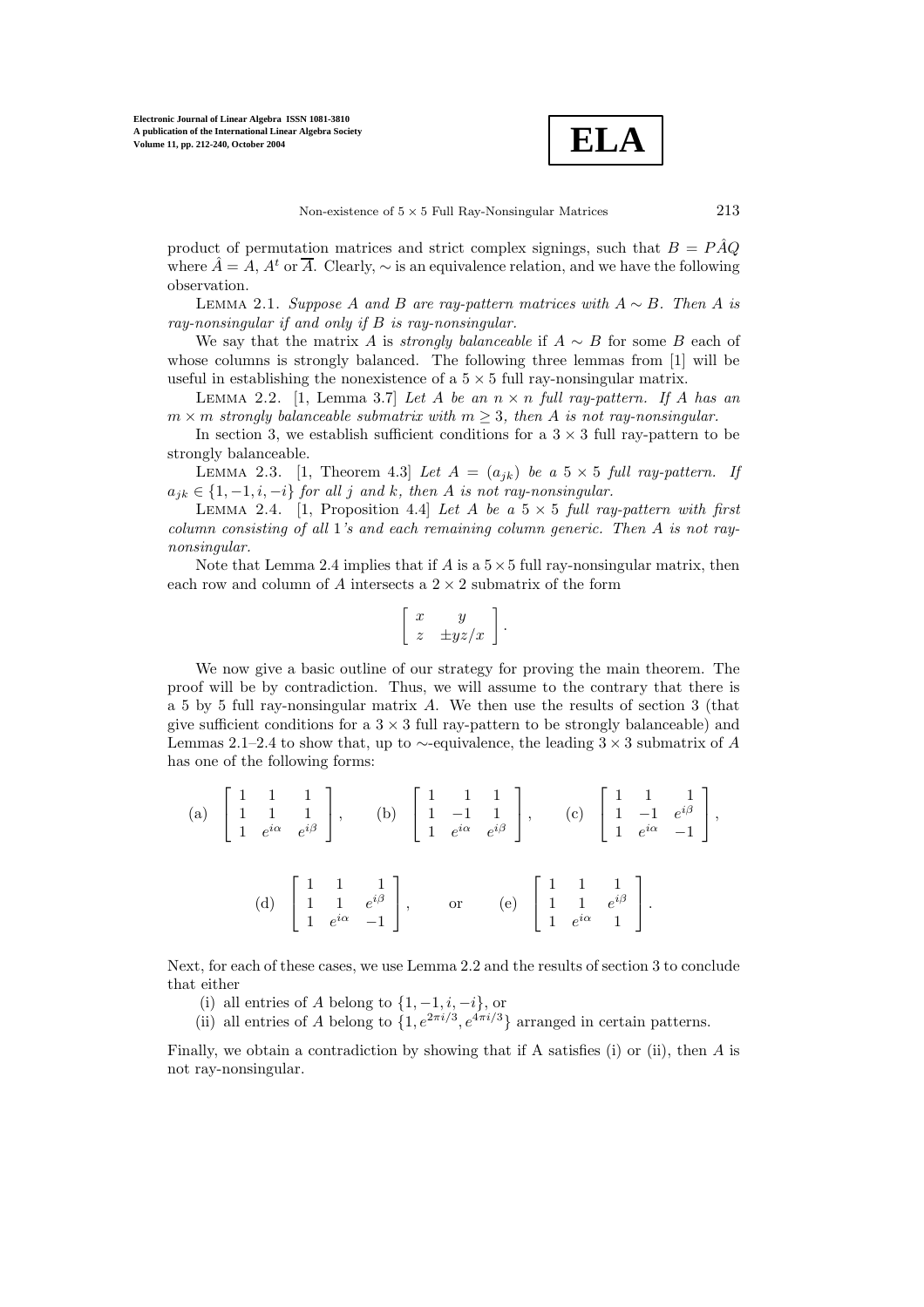product of permutation matrices and strict complex signings, such that $B = P\hat{A}Q$ where $\hat{A} = A$, $A^t$ or $\overline{A}$. Clearly, $\sim$ is an equivalence relation, and we have the following observation.

Lemma 2.1. *Suppose $A$ and $B$ are ray-pattern matrices with $A \sim B$. Then $A$ is ray-nonsingular if and only if $B$ is ray-nonsingular.*

We say that the matrix $A$ is *strongly balanceable* if $A \sim B$ for some $B$ each of whose columns is strongly balanced. The following three lemmas from [1] will be useful in establishing the nonexistence of a $5 \times 5$ full ray-nonsingular matrix.

Lemma 2.2. [1, Lemma 3.7] *Let $A$ be an $n \times n$ full ray-pattern. If $A$ has an $m \times m$ strongly balanceable submatrix with $m \geq 3$, then $A$ is not ray-nonsingular.*

In section 3, we establish sufficient conditions for a $3 \times 3$ full ray-pattern to be strongly balanceable.

Lemma 2.3. [1, Theorem 4.3] *Let $A = (a_{jk})$ be a $5 \times 5$ full ray-pattern. If $a_{jk} \in \{1, -1, i, -i\}$ for all $j$ and $k$, then $A$ is not ray-nonsingular.*

Lemma 2.4. [1, Proposition 4.4] *Let $A$ be a $5 \times 5$ full ray-pattern with first column consisting of all 1's and each remaining column generic. Then $A$ is not ray-nonsingular.*

Note that Lemma 2.4 implies that if $A$ is a $5 \times 5$ full ray-nonsingular matrix, then each row and column of $A$ intersects a $2 \times 2$ submatrix of the form

$$\begin{bmatrix} x & y \\ z & \pm yz/x \end{bmatrix}.$$

We now give a basic outline of our strategy for proving the main theorem. The proof will be by contradiction. Thus, we will assume to the contrary that there is a 5 by 5 full ray-nonsingular matrix $A$. We then use the results of section 3 (that give sufficient conditions for a $3 \times 3$ full ray-pattern to be strongly balanceable) and Lemmas 2.1–2.4 to show that, up to $\sim$-equivalence, the leading $3 \times 3$ submatrix of $A$ has one of the following forms:

$$\text{(a)} \quad \begin{bmatrix} 1 & 1 & 1 \\ 1 & 1 & 1 \\ 1 & e^{i\alpha} & e^{i\beta} \end{bmatrix}, \qquad \text{(b)} \quad \begin{bmatrix} 1 & 1 & 1 \\ 1 & -1 & 1 \\ 1 & e^{i\alpha} & e^{i\beta} \end{bmatrix}, \qquad \text{(c)} \quad \begin{bmatrix} 1 & 1 & 1 \\ 1 & -1 & e^{i\beta} \\ 1 & e^{i\alpha} & -1 \end{bmatrix},$$

$$\text{(d)} \quad \begin{bmatrix} 1 & 1 & 1 \\ 1 & 1 & e^{i\beta} \\ 1 & e^{i\alpha} & -1 \end{bmatrix}, \qquad \text{or} \qquad \text{(e)} \quad \begin{bmatrix} 1 & 1 & 1 \\ 1 & 1 & e^{i\beta} \\ 1 & e^{i\alpha} & 1 \end{bmatrix}.$$

Next, for each of these cases, we use Lemma 2.2 and the results of section 3 to conclude that either

(i) all entries of $A$ belong to $\{1, -1, i, -i\}$, or

(ii) all entries of $A$ belong to $\{1, e^{2\pi i/3}, e^{4\pi i/3}\}$ arranged in certain patterns.

Finally, we obtain a contradiction by showing that if A satisfies (i) or (ii), then $A$ is not ray-nonsingular.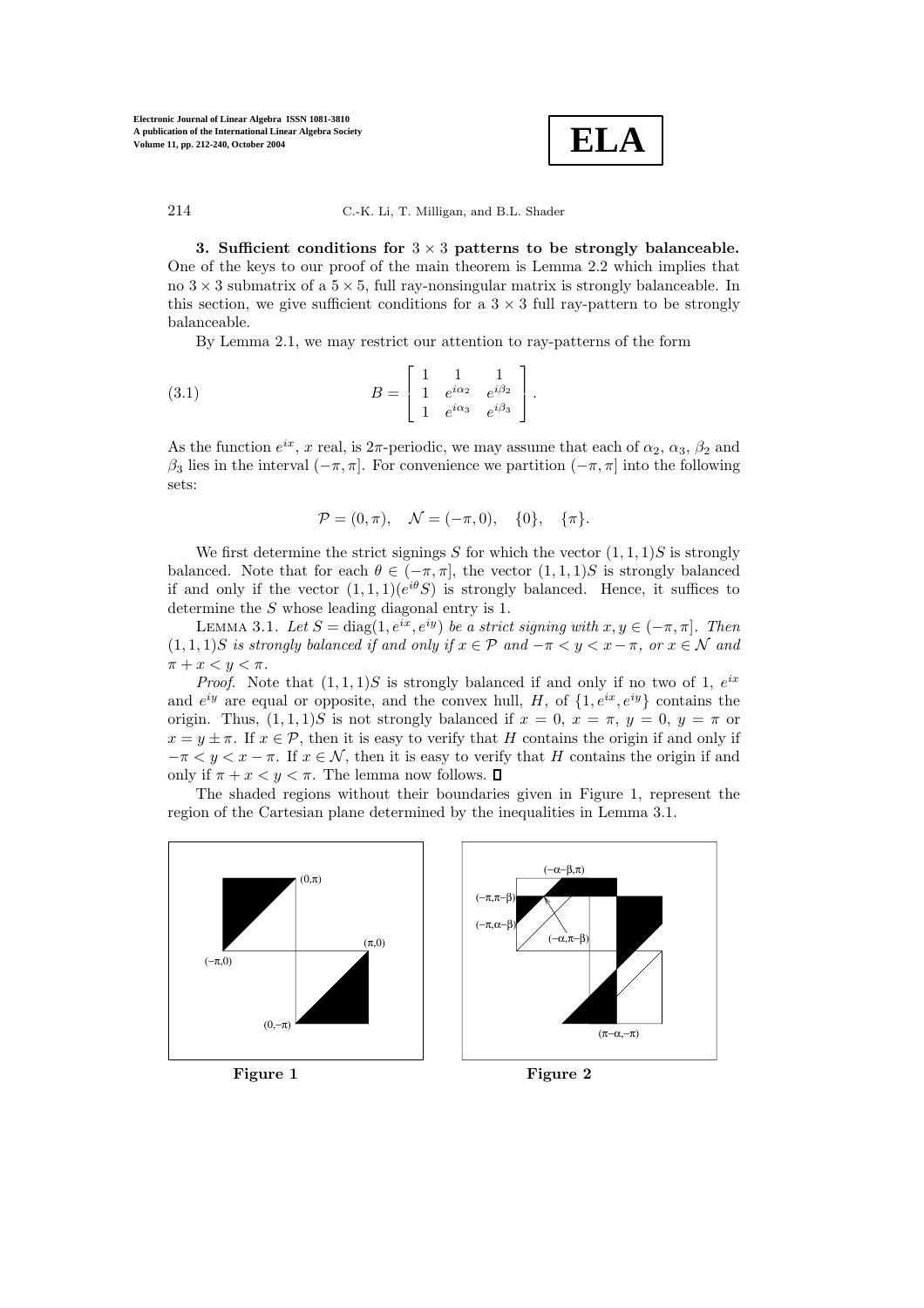## 3. Sufficient conditions for $3 \times 3$ patterns to be strongly balanceable.

One of the keys to our proof of the main theorem is Lemma 2.2 which implies that no $3 \times 3$ submatrix of a $5 \times 5$, full ray-nonsingular matrix is strongly balanceable. In this section, we give sufficient conditions for a $3 \times 3$ full ray-pattern to be strongly balanceable.

By Lemma 2.1, we may restrict our attention to ray-patterns of the form

$$B = \begin{bmatrix} 1 & 1 & 1 \\ 1 & e^{i\alpha_2} & e^{i\beta_2} \\ 1 & e^{i\alpha_3} & e^{i\beta_3} \end{bmatrix}. \tag{3.1}$$

As the function $e^{ix}$, $x$ real, is $2\pi$-periodic, we may assume that each of $\alpha_2$, $\alpha_3$, $\beta_2$ and $\beta_3$ lies in the interval $(-\pi, \pi]$. For convenience we partition $(-\pi, \pi]$ into the following sets:

$$\mathcal{P} = (0, \pi), \quad \mathcal{N} = (-\pi, 0), \quad \{0\}, \quad \{\pi\}.$$

We first determine the strict signings $S$ for which the vector $(1, 1, 1)S$ is strongly balanced. Note that for each $\theta \in (-\pi, \pi]$, the vector $(1, 1, 1)S$ is strongly balanced if and only if the vector $(1, 1, 1)(e^{i\theta}S)$ is strongly balanced. Hence, it suffices to determine the $S$ whose leading diagonal entry is 1.

LEMMA 3.1. *Let $S = \text{diag}(1, e^{ix}, e^{iy})$ be a strict signing with $x, y \in (-\pi, \pi]$. Then $(1, 1, 1)S$ is strongly balanced if and only if $x \in \mathcal{P}$ and $-\pi < y < x - \pi$, or $x \in \mathcal{N}$ and $\pi + x < y < \pi$.*

*Proof.* Note that $(1, 1, 1)S$ is strongly balanced if and only if no two of 1, $e^{ix}$ and $e^{iy}$ are equal or opposite, and the convex hull, $H$, of $\{1, e^{ix}, e^{iy}\}$ contains the origin. Thus, $(1, 1, 1)S$ is not strongly balanced if $x = 0$, $x = \pi$, $y = 0$, $y = \pi$ or $x = y \pm \pi$. If $x \in \mathcal{P}$, then it is easy to verify that $H$ contains the origin if and only if $-\pi < y < x - \pi$. If $x \in \mathcal{N}$, then it is easy to verify that $H$ contains the origin if and only if $\pi + x < y < \pi$. The lemma now follows. ∎

The shaded regions without their boundaries given in Figure 1, represent the region of the Cartesian plane determined by the inequalities in Lemma 3.1.

**Figure 1**

**Figure 2**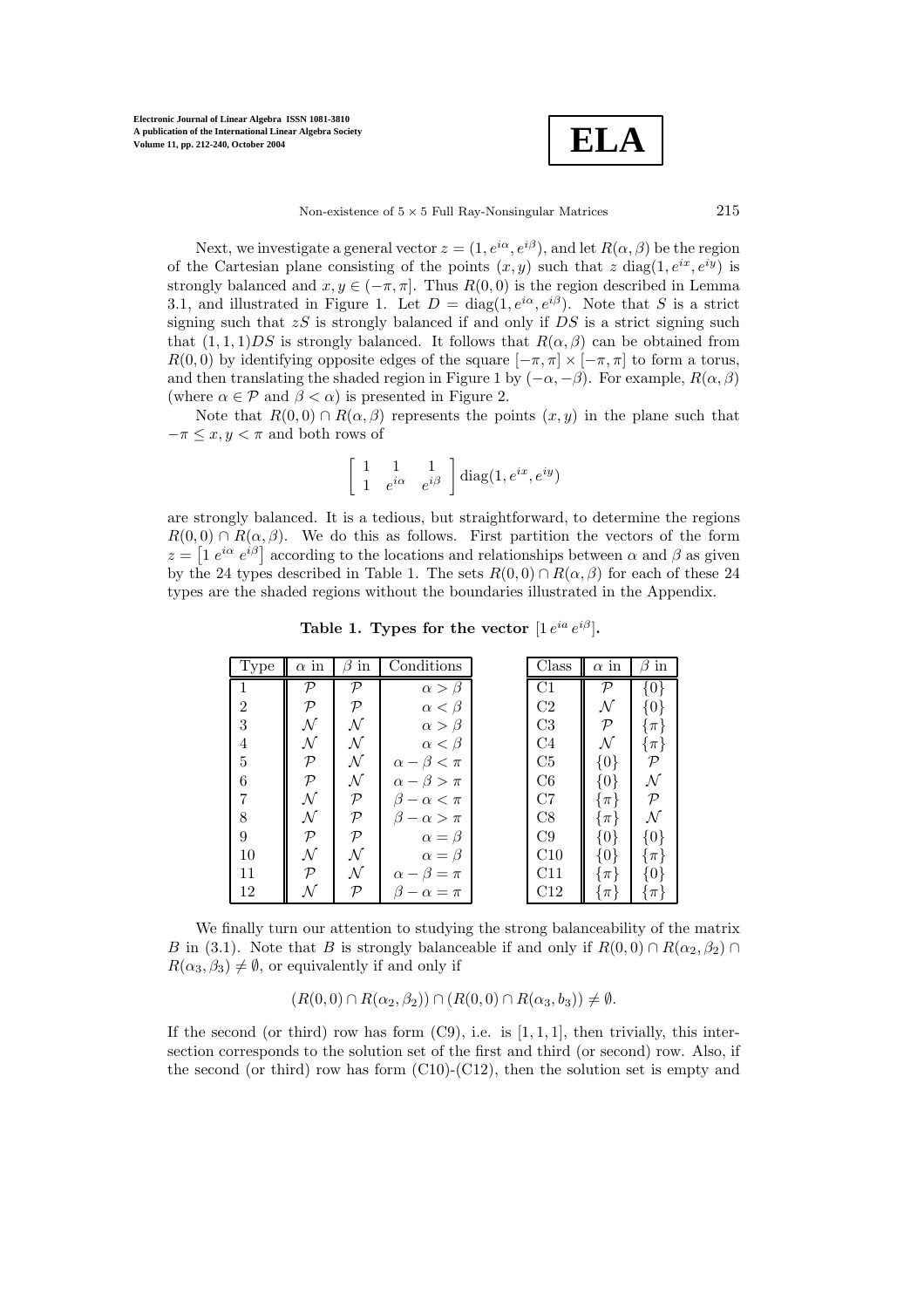Next, we investigate a general vector $z = (1, e^{i\alpha}, e^{i\beta})$, and let $R(\alpha, \beta)$ be the region of the Cartesian plane consisting of the points $(x, y)$ such that $z\,\mathrm{diag}(1, e^{ix}, e^{iy})$ is strongly balanced and $x, y \in (-\pi, \pi]$. Thus $R(0, 0)$ is the region described in Lemma 3.1, and illustrated in Figure 1. Let $D = \mathrm{diag}(1, e^{i\alpha}, e^{i\beta})$. Note that $S$ is a strict signing such that $zS$ is strongly balanced if and only if $DS$ is a strict signing such that $(1, 1, 1)DS$ is strongly balanced. It follows that $R(\alpha, \beta)$ can be obtained from $R(0, 0)$ by identifying opposite edges of the square $[-\pi, \pi] \times [-\pi, \pi]$ to form a torus, and then translating the shaded region in Figure 1 by $(-\alpha, -\beta)$. For example, $R(\alpha, \beta)$ (where $\alpha \in \mathcal{P}$ and $\beta < \alpha$) is presented in Figure 2.

Note that $R(0, 0) \cap R(\alpha, \beta)$ represents the points $(x, y)$ in the plane such that $-\pi \le x, y < \pi$ and both rows of

$$\begin{bmatrix} 1 & 1 & 1 \\ 1 & e^{i\alpha} & e^{i\beta} \end{bmatrix} \mathrm{diag}(1, e^{ix}, e^{iy})$$

are strongly balanced. It is a tedious, but straightforward, to determine the regions $R(0, 0) \cap R(\alpha, \beta)$. We do this as follows. First partition the vectors of the form $z = \begin{bmatrix} 1 \; e^{i\alpha} \; e^{i\beta} \end{bmatrix}$ according to the locations and relationships between $\alpha$ and $\beta$ as given by the 24 types described in Table 1. The sets $R(0, 0) \cap R(\alpha, \beta)$ for each of these 24 types are the shaded regions without the boundaries illustrated in the Appendix.

**Table 1. Types for the vector $[1\, e^{ia}\, e^{i\beta}]$.**

| Type | $\alpha$ in | $\beta$ in | Conditions |
|---|---|---|---|
| 1 | $\mathcal{P}$ | $\mathcal{P}$ | $\alpha > \beta$ |
| 2 | $\mathcal{P}$ | $\mathcal{P}$ | $\alpha < \beta$ |
| 3 | $\mathcal{N}$ | $\mathcal{N}$ | $\alpha > \beta$ |
| 4 | $\mathcal{N}$ | $\mathcal{N}$ | $\alpha < \beta$ |
| 5 | $\mathcal{P}$ | $\mathcal{N}$ | $\alpha - \beta < \pi$ |
| 6 | $\mathcal{P}$ | $\mathcal{N}$ | $\alpha - \beta > \pi$ |
| 7 | $\mathcal{N}$ | $\mathcal{P}$ | $\beta - \alpha < \pi$ |
| 8 | $\mathcal{N}$ | $\mathcal{P}$ | $\beta - \alpha > \pi$ |
| 9 | $\mathcal{P}$ | $\mathcal{P}$ | $\alpha = \beta$ |
| 10 | $\mathcal{N}$ | $\mathcal{N}$ | $\alpha = \beta$ |
| 11 | $\mathcal{P}$ | $\mathcal{N}$ | $\alpha - \beta = \pi$ |
| 12 | $\mathcal{N}$ | $\mathcal{P}$ | $\beta - \alpha = \pi$ |

| Class | $\alpha$ in | $\beta$ in |
|---|---|---|
| C1 | $\mathcal{P}$ | $\{0\}$ |
| C2 | $\mathcal{N}$ | $\{0\}$ |
| C3 | $\mathcal{P}$ | $\{\pi\}$ |
| C4 | $\mathcal{N}$ | $\{\pi\}$ |
| C5 | $\{0\}$ | $\mathcal{P}$ |
| C6 | $\{0\}$ | $\mathcal{N}$ |
| C7 | $\{\pi\}$ | $\mathcal{P}$ |
| C8 | $\{\pi\}$ | $\mathcal{N}$ |
| C9 | $\{0\}$ | $\{0\}$ |
| C10 | $\{0\}$ | $\{\pi\}$ |
| C11 | $\{\pi\}$ | $\{0\}$ |
| C12 | $\{\pi\}$ | $\{\pi\}$ |

We finally turn our attention to studying the strong balanceability of the matrix $B$ in (3.1). Note that $B$ is strongly balanceable if and only if $R(0, 0) \cap R(\alpha_2, \beta_2) \cap R(\alpha_3, \beta_3) \ne \emptyset$, or equivalently if and only if

$$(R(0, 0) \cap R(\alpha_2, \beta_2)) \cap (R(0, 0) \cap R(\alpha_3, b_3)) \ne \emptyset.$$

If the second (or third) row has form (C9), i.e. is $[1, 1, 1]$, then trivially, this intersection corresponds to the solution set of the first and third (or second) row. Also, if the second (or third) row has form (C10)-(C12), then the solution set is empty and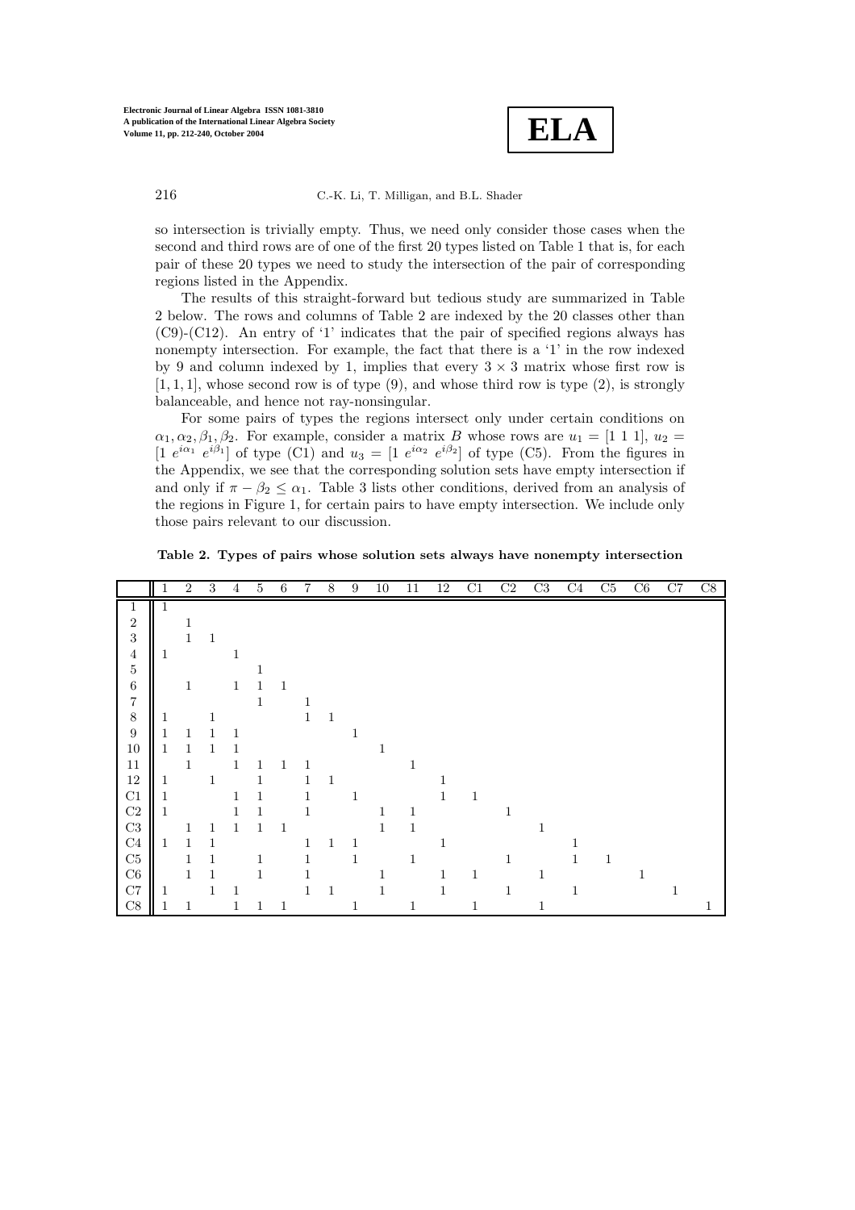so intersection is trivially empty. Thus, we need only consider those cases when the second and third rows are of one of the first 20 types listed on Table 1 that is, for each pair of these 20 types we need to study the intersection of the pair of corresponding regions listed in the Appendix.

The results of this straight-forward but tedious study are summarized in Table 2 below. The rows and columns of Table 2 are indexed by the 20 classes other than (C9)-(C12). An entry of '1' indicates that the pair of specified regions always has nonempty intersection. For example, the fact that there is a '1' in the row indexed by 9 and column indexed by 1, implies that every $3 \times 3$ matrix whose first row is $[1, 1, 1]$, whose second row is of type (9), and whose third row is type (2), is strongly balanceable, and hence not ray-nonsingular.

For some pairs of types the regions intersect only under certain conditions on $\alpha_1, \alpha_2, \beta_1, \beta_2$. For example, consider a matrix $B$ whose rows are $u_1 = [1\ 1\ 1]$, $u_2 = [1\ e^{i\alpha_1}\ e^{i\beta_1}]$ of type (C1) and $u_3 = [1\ e^{i\alpha_2}\ e^{i\beta_2}]$ of type (C5). From the figures in the Appendix, we see that the corresponding solution sets have empty intersection if and only if $\pi - \beta_2 \leq \alpha_1$. Table 3 lists other conditions, derived from an analysis of the regions in Figure 1, for certain pairs to have empty intersection. We include only those pairs relevant to our discussion.

**Table 2. Types of pairs whose solution sets always have nonempty intersection**

| | 1 | 2 | 3 | 4 | 5 | 6 | 7 | 8 | 9 | 10 | 11 | 12 | C1 | C2 | C3 | C4 | C5 | C6 | C7 | C8 |
|---|---|---|---|---|---|---|---|---|---|---|---|---|---|---|---|---|---|---|---|---|
| 1 | 1 | | | | | | | | | | | | | | | | | | | |
| 2 | | 1 | | | | | | | | | | | | | | | | | | |
| 3 | | 1 | 1 | | | | | | | | | | | | | | | | | |
| 4 | 1 | | | 1 | | | | | | | | | | | | | | | | |
| 5 | | | | | 1 | | | | | | | | | | | | | | | |
| 6 | | 1 | | 1 | 1 | 1 | | | | | | | | | | | | | | |
| 7 | | | | | 1 | | 1 | | | | | | | | | | | | | |
| 8 | 1 | | 1 | | | | 1 | 1 | | | | | | | | | | | | |
| 9 | 1 | 1 | 1 | 1 | | | | | 1 | | | | | | | | | | | |
| 10 | 1 | 1 | 1 | 1 | | | | | | 1 | | | | | | | | | | |
| 11 | | 1 | | 1 | 1 | 1 | 1 | | | | 1 | | | | | | | | | |
| 12 | 1 | | 1 | | 1 | | 1 | 1 | | | | 1 | | | | | | | | |
| C1 | 1 | | | 1 | 1 | | 1 | | 1 | | | 1 | 1 | | | | | | | |
| C2 | 1 | | | 1 | 1 | | 1 | | | 1 | 1 | | | 1 | | | | | | |
| C3 | | 1 | 1 | 1 | 1 | 1 | | | | 1 | 1 | | | | 1 | | | | | |
| C4 | 1 | 1 | 1 | | | | 1 | 1 | 1 | | | 1 | | | | 1 | | | | |
| C5 | | 1 | 1 | | 1 | | 1 | | 1 | | 1 | | | 1 | | 1 | 1 | | | |
| C6 | | 1 | 1 | | 1 | | 1 | | | 1 | | 1 | 1 | | 1 | | | 1 | | |
| C7 | 1 | | 1 | 1 | | | 1 | 1 | | 1 | | 1 | | 1 | | 1 | | | 1 | |
| C8 | 1 | 1 | | 1 | 1 | 1 | | | 1 | | 1 | | 1 | | 1 | | | | | 1 |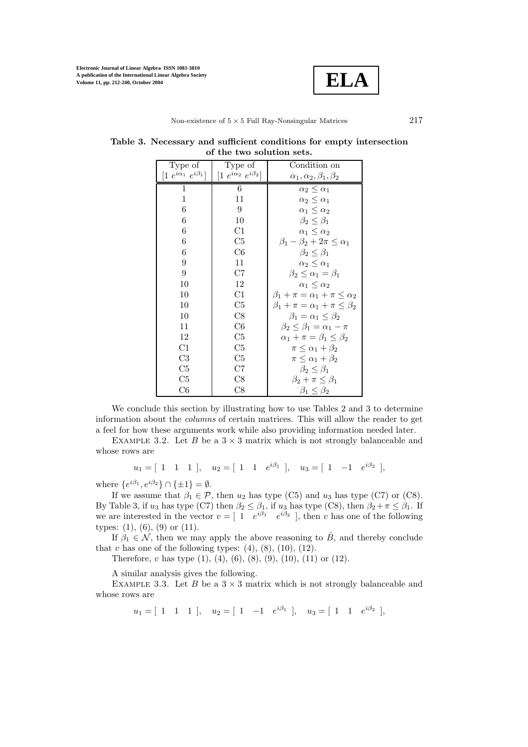**Table 3. Necessary and sufficient conditions for empty intersection of the two solution sets.**

| Type of $[1\ e^{i\alpha_1}\ e^{i\beta_1}]$ | Type of $[1\ e^{i\alpha_2}\ e^{i\beta_2}]$ | Condition on $\alpha_1, \alpha_2, \beta_1, \beta_2$ |
|---|---|---|
| 1 | 6 | $\alpha_2 \le \alpha_1$ |
| 1 | 11 | $\alpha_2 \le \alpha_1$ |
| 6 | 9 | $\alpha_1 \le \alpha_2$ |
| 6 | 10 | $\beta_2 \le \beta_1$ |
| 6 | C1 | $\alpha_1 \le \alpha_2$ |
| 6 | C5 | $\beta_1 - \beta_2 + 2\pi \le \alpha_1$ |
| 6 | C6 | $\beta_2 \le \beta_1$ |
| 9 | 11 | $\alpha_2 \le \alpha_1$ |
| 9 | C7 | $\beta_2 \le \alpha_1 = \beta_1$ |
| 10 | 12 | $\alpha_1 \le \alpha_2$ |
| 10 | C1 | $\beta_1 + \pi = \alpha_1 + \pi \le \alpha_2$ |
| 10 | C5 | $\beta_1 + \pi = \alpha_1 + \pi \le \beta_2$ |
| 10 | C8 | $\beta_1 = \alpha_1 \le \beta_2$ |
| 11 | C6 | $\beta_2 \le \beta_1 = \alpha_1 - \pi$ |
| 12 | C5 | $\alpha_1 + \pi = \beta_1 \le \beta_2$ |
| C1 | C5 | $\pi \le \alpha_1 + \beta_2$ |
| C3 | C5 | $\pi \le \alpha_1 + \beta_2$ |
| C5 | C7 | $\beta_2 \le \beta_1$ |
| C5 | C8 | $\beta_2 + \pi \le \beta_1$ |
| C6 | C8 | $\beta_1 \le \beta_2$ |

We conclude this section by illustrating how to use Tables 2 and 3 to determine information about the *columns* of certain matrices. This will allow the reader to get a feel for how these arguments work while also providing information needed later.

Example 3.2. Let $B$ be a $3 \times 3$ matrix which is not strongly balanceable and whose rows are

$$u_1 = [\ 1 \quad 1 \quad 1\ ], \quad u_2 = [\ 1 \quad 1 \quad e^{i\beta_1}\ ], \quad u_3 = [\ 1 \quad -1 \quad e^{i\beta_2}\ ],$$

where $\{e^{i\beta_1}, e^{i\beta_2}\} \cap \{\pm 1\} = \emptyset$.

If we assume that $\beta_1 \in \mathcal{P}$, then $u_2$ has type (C5) and $u_3$ has type (C7) or (C8). By Table 3, if $u_3$ has type (C7) then $\beta_2 \le \beta_1$, if $u_3$ has type (C8), then $\beta_2 + \pi \le \beta_1$. If we are interested in the vector $v = [\ 1 \quad e^{i\beta_1} \quad e^{i\beta_2}\ ]$, then $v$ has one of the following types: (1), (6), (9) or (11).

If $\beta_1 \in \mathcal{N}$, then we may apply the above reasoning to $\bar{B}$, and thereby conclude that $v$ has one of the following types: (4), (8), (10), (12).

Therefore, $v$ has type (1), (4), (6), (8), (9), (10), (11) or (12).

A similar analysis gives the following.

Example 3.3. Let $B$ be a $3 \times 3$ matrix which is not strongly balanceable and whose rows are

$$u_1 = [\ 1 \quad 1 \quad 1\ ], \quad u_2 = [\ 1 \quad -1 \quad e^{i\beta_1}\ ], \quad u_3 = [\ 1 \quad 1 \quad e^{i\beta_2}\ ],$$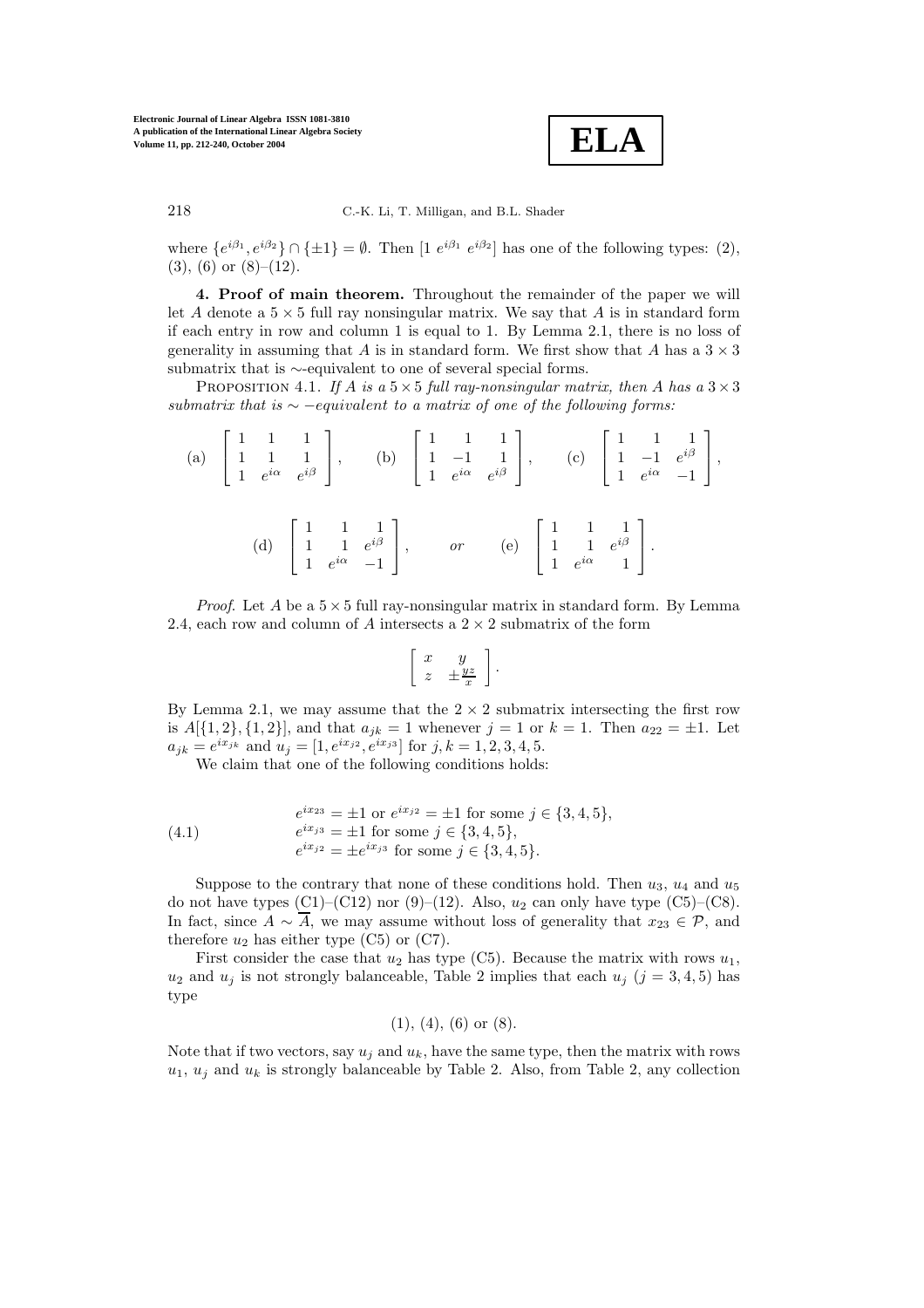where $\{e^{i\beta_1}, e^{i\beta_2}\} \cap \{\pm 1\} = \emptyset$. Then $[1\ e^{i\beta_1}\ e^{i\beta_2}]$ has one of the following types: (2), (3), (6) or (8)–(12).

**4. Proof of main theorem.** Throughout the remainder of the paper we will let $A$ denote a $5 \times 5$ full ray nonsingular matrix. We say that $A$ is in standard form if each entry in row and column 1 is equal to 1. By Lemma 2.1, there is no loss of generality in assuming that $A$ is in standard form. We first show that $A$ has a $3 \times 3$ submatrix that is $\sim$-equivalent to one of several special forms.

PROPOSITION 4.1. *If $A$ is a $5 \times 5$ full ray-nonsingular matrix, then $A$ has a $3 \times 3$ submatrix that is $\sim -$equivalent to a matrix of one of the following forms:*

$$\text{(a)} \quad \begin{bmatrix} 1 & 1 & 1 \\ 1 & 1 & 1 \\ 1 & e^{i\alpha} & e^{i\beta} \end{bmatrix}, \qquad \text{(b)} \quad \begin{bmatrix} 1 & 1 & 1 \\ 1 & -1 & 1 \\ 1 & e^{i\alpha} & e^{i\beta} \end{bmatrix}, \qquad \text{(c)} \quad \begin{bmatrix} 1 & 1 & 1 \\ 1 & -1 & e^{i\beta} \\ 1 & e^{i\alpha} & -1 \end{bmatrix},$$

$$\text{(d)} \quad \begin{bmatrix} 1 & 1 & 1 \\ 1 & 1 & e^{i\beta} \\ 1 & e^{i\alpha} & -1 \end{bmatrix}, \qquad \textit{or} \qquad \text{(e)} \quad \begin{bmatrix} 1 & 1 & 1 \\ 1 & 1 & e^{i\beta} \\ 1 & e^{i\alpha} & 1 \end{bmatrix}.$$

*Proof*. Let $A$ be a $5 \times 5$ full ray-nonsingular matrix in standard form. By Lemma 2.4, each row and column of $A$ intersects a $2 \times 2$ submatrix of the form

$$\begin{bmatrix} x & y \\ z & \pm\frac{yz}{x} \end{bmatrix}.$$

By Lemma 2.1, we may assume that the $2 \times 2$ submatrix intersecting the first row is $A[\{1,2\},\{1,2\}]$, and that $a_{jk} = 1$ whenever $j = 1$ or $k = 1$. Then $a_{22} = \pm 1$. Let $a_{jk} = e^{ix_{jk}}$ and $u_j = [1, e^{ix_{j2}}, e^{ix_{j3}}]$ for $j, k = 1, 2, 3, 4, 5$.

We claim that one of the following conditions holds:

$$\begin{aligned} &e^{ix_{23}} = \pm 1 \text{ or } e^{ix_{j2}} = \pm 1 \text{ for some } j \in \{3,4,5\}, \\ &e^{ix_{j3}} = \pm 1 \text{ for some } j \in \{3,4,5\}, \\ &e^{ix_{j2}} = \pm e^{ix_{j3}} \text{ for some } j \in \{3,4,5\}. \end{aligned} \tag{4.1}$$

Suppose to the contrary that none of these conditions hold. Then $u_3$, $u_4$ and $u_5$ do not have types (C1)–(C12) nor (9)–(12). Also, $u_2$ can only have type (C5)–(C8). In fact, since $A \sim \overline{A}$, we may assume without loss of generality that $x_{23} \in \mathcal{P}$, and therefore $u_2$ has either type (C5) or (C7).

First consider the case that $u_2$ has type (C5). Because the matrix with rows $u_1$, $u_2$ and $u_j$ is not strongly balanceable, Table 2 implies that each $u_j$ ($j = 3, 4, 5$) has type

$$(1),\ (4),\ (6) \text{ or } (8).$$

Note that if two vectors, say $u_j$ and $u_k$, have the same type, then the matrix with rows $u_1$, $u_j$ and $u_k$ is strongly balanceable by Table 2. Also, from Table 2, any collection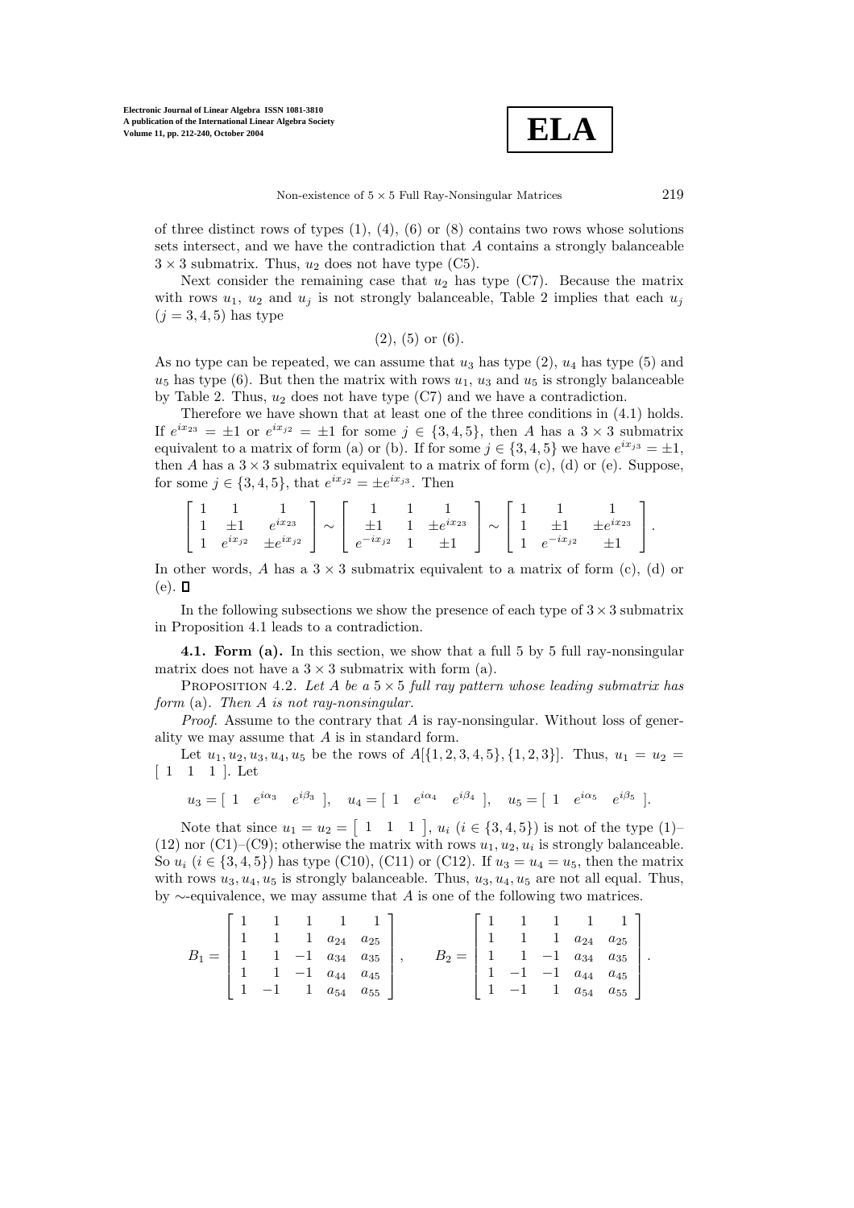of three distinct rows of types (1), (4), (6) or (8) contains two rows whose solutions sets intersect, and we have the contradiction that $A$ contains a strongly balanceable $3 \times 3$ submatrix. Thus, $u_2$ does not have type (C5).

Next consider the remaining case that $u_2$ has type (C7). Because the matrix with rows $u_1$, $u_2$ and $u_j$ is not strongly balanceable, Table 2 implies that each $u_j$ $(j = 3, 4, 5)$ has type

$$(2),\ (5) \text{ or } (6).$$

As no type can be repeated, we can assume that $u_3$ has type (2), $u_4$ has type (5) and $u_5$ has type (6). But then the matrix with rows $u_1$, $u_3$ and $u_5$ is strongly balanceable by Table 2. Thus, $u_2$ does not have type (C7) and we have a contradiction.

Therefore we have shown that at least one of the three conditions in (4.1) holds. If $e^{ix_{23}} = \pm 1$ or $e^{ix_{j2}} = \pm 1$ for some $j \in \{3, 4, 5\}$, then $A$ has a $3 \times 3$ submatrix equivalent to a matrix of form (a) or (b). If for some $j \in \{3, 4, 5\}$ we have $e^{ix_{j3}} = \pm 1$, then $A$ has a $3 \times 3$ submatrix equivalent to a matrix of form (c), (d) or (e). Suppose, for some $j \in \{3, 4, 5\}$, that $e^{ix_{j2}} = \pm e^{ix_{j3}}$. Then

$$\begin{bmatrix} 1 & 1 & 1 \\ 1 & \pm 1 & e^{ix_{23}} \\ 1 & e^{ix_{j2}} & \pm e^{ix_{j2}} \end{bmatrix} \sim \begin{bmatrix} 1 & 1 & 1 \\ \pm 1 & 1 & \pm e^{ix_{23}} \\ e^{-ix_{j2}} & 1 & \pm 1 \end{bmatrix} \sim \begin{bmatrix} 1 & 1 & 1 \\ 1 & \pm 1 & \pm e^{ix_{23}} \\ 1 & e^{-ix_{j2}} & \pm 1 \end{bmatrix}.$$

In other words, $A$ has a $3 \times 3$ submatrix equivalent to a matrix of form (c), (d) or (e). $\square$

In the following subsections we show the presence of each type of $3 \times 3$ submatrix in Proposition 4.1 leads to a contradiction.

**4.1. Form (a).** In this section, we show that a full 5 by 5 full ray-nonsingular matrix does not have a $3 \times 3$ submatrix with form (a).

Proposition 4.2. *Let $A$ be a $5 \times 5$ full ray pattern whose leading submatrix has form* (a). *Then $A$ is not ray-nonsingular.*

*Proof.* Assume to the contrary that $A$ is ray-nonsingular. Without loss of generality we may assume that $A$ is in standard form.

Let $u_1, u_2, u_3, u_4, u_5$ be the rows of $A[\{1, 2, 3, 4, 5\}, \{1, 2, 3\}]$. Thus, $u_1 = u_2 = [\ 1\ \ 1\ \ 1\ ]$. Let

$$u_3 = [\ 1 \quad e^{i\alpha_3} \quad e^{i\beta_3}\ ], \quad u_4 = [\ 1 \quad e^{i\alpha_4} \quad e^{i\beta_4}\ ], \quad u_5 = [\ 1 \quad e^{i\alpha_5} \quad e^{i\beta_5}\ ].$$

Note that since $u_1 = u_2 = \begin{bmatrix} 1 & 1 & 1 \end{bmatrix}$, $u_i$ $(i \in \{3, 4, 5\})$ is not of the type (1)–(12) nor (C1)–(C9); otherwise the matrix with rows $u_1, u_2, u_i$ is strongly balanceable. So $u_i$ $(i \in \{3, 4, 5\})$ has type (C10), (C11) or (C12). If $u_3 = u_4 = u_5$, then the matrix with rows $u_3, u_4, u_5$ is strongly balanceable. Thus, $u_3, u_4, u_5$ are not all equal. Thus, by $\sim$-equivalence, we may assume that $A$ is one of the following two matrices.

$$B_1 = \begin{bmatrix} 1 & 1 & 1 & 1 & 1 \\ 1 & 1 & 1 & a_{24} & a_{25} \\ 1 & 1 & -1 & a_{34} & a_{35} \\ 1 & 1 & -1 & a_{44} & a_{45} \\ 1 & -1 & 1 & a_{54} & a_{55} \end{bmatrix}, \qquad B_2 = \begin{bmatrix} 1 & 1 & 1 & 1 & 1 \\ 1 & 1 & 1 & a_{24} & a_{25} \\ 1 & 1 & -1 & a_{34} & a_{35} \\ 1 & -1 & -1 & a_{44} & a_{45} \\ 1 & -1 & 1 & a_{54} & a_{55} \end{bmatrix}.$$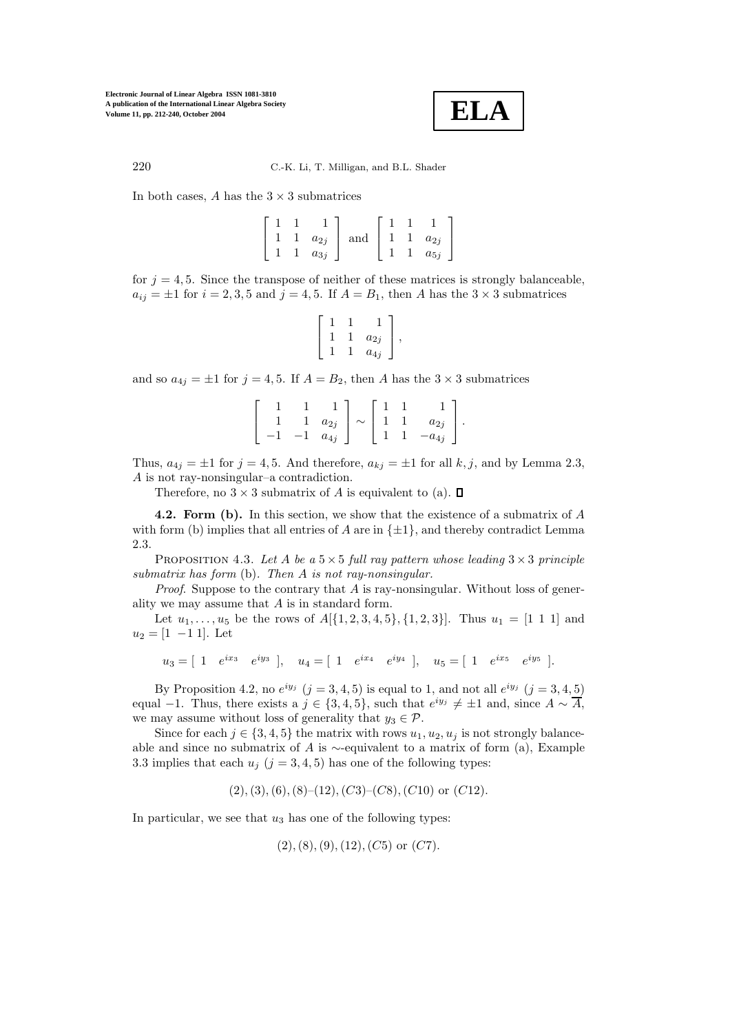In both cases, $A$ has the $3 \times 3$ submatrices

$$\begin{bmatrix} 1 & 1 & 1 \\ 1 & 1 & a_{2j} \\ 1 & 1 & a_{3j} \end{bmatrix} \text{ and } \begin{bmatrix} 1 & 1 & 1 \\ 1 & 1 & a_{2j} \\ 1 & 1 & a_{5j} \end{bmatrix}$$

for $j = 4, 5$. Since the transpose of neither of these matrices is strongly balanceable, $a_{ij} = \pm 1$ for $i = 2, 3, 5$ and $j = 4, 5$. If $A = B_1$, then $A$ has the $3 \times 3$ submatrices

$$\begin{bmatrix} 1 & 1 & 1 \\ 1 & 1 & a_{2j} \\ 1 & 1 & a_{4j} \end{bmatrix},$$

and so $a_{4j} = \pm 1$ for $j = 4, 5$. If $A = B_2$, then $A$ has the $3 \times 3$ submatrices

$$\begin{bmatrix} 1 & 1 & 1 \\ 1 & 1 & a_{2j} \\ -1 & -1 & a_{4j} \end{bmatrix} \sim \begin{bmatrix} 1 & 1 & 1 \\ 1 & 1 & a_{2j} \\ 1 & 1 & -a_{4j} \end{bmatrix}.$$

Thus, $a_{4j} = \pm 1$ for $j = 4, 5$. And therefore, $a_{kj} = \pm 1$ for all $k, j$, and by Lemma 2.3, $A$ is not ray-nonsingular–a contradiction.

Therefore, no $3 \times 3$ submatrix of $A$ is equivalent to (a). $\square$

**4.2. Form (b).** In this section, we show that the existence of a submatrix of $A$ with form (b) implies that all entries of $A$ are in $\{\pm 1\}$, and thereby contradict Lemma 2.3.

Proposition 4.3. *Let $A$ be a $5 \times 5$ full ray pattern whose leading $3 \times 3$ principle submatrix has form* (b). *Then $A$ is not ray-nonsingular.*

*Proof.* Suppose to the contrary that $A$ is ray-nonsingular. Without loss of generality we may assume that $A$ is in standard form.

Let $u_1, \ldots, u_5$ be the rows of $A[\{1, 2, 3, 4, 5\}, \{1, 2, 3\}]$. Thus $u_1 = [1\ 1\ 1]$ and $u_2 = [1\ -1\ 1]$. Let

$$u_3 = [\ 1 \quad e^{ix_3} \quad e^{iy_3}\ ], \quad u_4 = [\ 1 \quad e^{ix_4} \quad e^{iy_4}\ ], \quad u_5 = [\ 1 \quad e^{ix_5} \quad e^{iy_5}\ ].$$

By Proposition 4.2, no $e^{iy_j}$ $(j = 3, 4, 5)$ is equal to 1, and not all $e^{iy_j}$ $(j = 3, 4, 5)$ equal $-1$. Thus, there exists a $j \in \{3, 4, 5\}$, such that $e^{iy_j} \neq \pm 1$ and, since $A \sim \overline{A}$, we may assume without loss of generality that $y_3 \in \mathcal{P}$.

Since for each $j \in \{3, 4, 5\}$ the matrix with rows $u_1, u_2, u_j$ is not strongly balanceable and since no submatrix of $A$ is $\sim$-equivalent to a matrix of form (a), Example 3.3 implies that each $u_j$ $(j = 3, 4, 5)$ has one of the following types:

$$(2), (3), (6), (8)\text{–}(12), (C3)\text{–}(C8), (C10) \text{ or } (C12).$$

In particular, we see that $u_3$ has one of the following types:

$$(2), (8), (9), (12), (C5) \text{ or } (C7).$$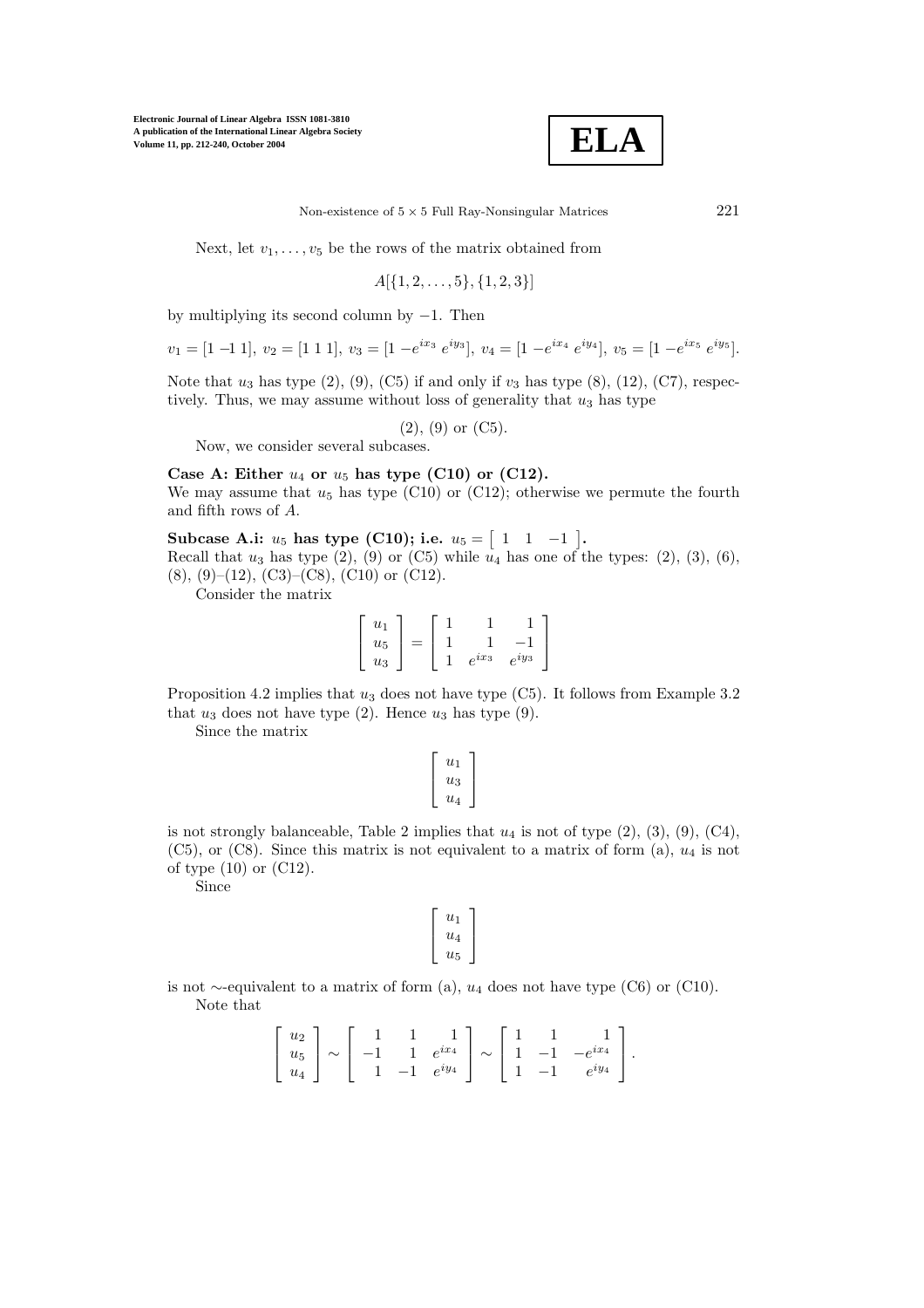Next, let $v_1, \ldots, v_5$ be the rows of the matrix obtained from

$$A[\{1, 2, \ldots, 5\}, \{1, 2, 3\}]$$

by multiplying its second column by $-1$. Then

$$v_1 = [1\ {-1}\ 1],\ v_2 = [1\ 1\ 1],\ v_3 = [1\ {-e^{ix_3}}\ e^{iy_3}],\ v_4 = [1\ {-e^{ix_4}}\ e^{iy_4}],\ v_5 = [1\ {-e^{ix_5}}\ e^{iy_5}].$$

Note that $u_3$ has type (2), (9), (C5) if and only if $v_3$ has type (8), (12), (C7), respectively. Thus, we may assume without loss of generality that $u_3$ has type

$$(2),\ (9) \text{ or } (\text{C5}).$$

Now, we consider several subcases.

**Case A: Either $u_4$ or $u_5$ has type (C10) or (C12).**
We may assume that $u_5$ has type (C10) or (C12); otherwise we permute the fourth and fifth rows of $A$.

**Subcase A.i: $u_5$ has type (C10); i.e. $u_5 = \begin{bmatrix} 1 & 1 & -1 \end{bmatrix}$.**
Recall that $u_3$ has type (2), (9) or (C5) while $u_4$ has one of the types: (2), (3), (6), (8), (9)–(12), (C3)–(C8), (C10) or (C12).

Consider the matrix

$$\begin{bmatrix} u_1 \\ u_5 \\ u_3 \end{bmatrix} = \begin{bmatrix} 1 & 1 & 1 \\ 1 & 1 & -1 \\ 1 & e^{ix_3} & e^{iy_3} \end{bmatrix}$$

Proposition 4.2 implies that $u_3$ does not have type (C5). It follows from Example 3.2 that $u_3$ does not have type (2). Hence $u_3$ has type (9).

Since the matrix

$$\begin{bmatrix} u_1 \\ u_3 \\ u_4 \end{bmatrix}$$

is not strongly balanceable, Table 2 implies that $u_4$ is not of type (2), (3), (9), (C4), (C5), or (C8). Since this matrix is not equivalent to a matrix of form (a), $u_4$ is not of type (10) or (C12).

Since

$$\begin{bmatrix} u_1 \\ u_4 \\ u_5 \end{bmatrix}$$

is not $\sim$-equivalent to a matrix of form (a), $u_4$ does not have type (C6) or (C10).

Note that

$$\begin{bmatrix} u_2 \\ u_5 \\ u_4 \end{bmatrix} \sim \begin{bmatrix} 1 & 1 & 1 \\ -1 & 1 & e^{ix_4} \\ 1 & -1 & e^{iy_4} \end{bmatrix} \sim \begin{bmatrix} 1 & 1 & 1 \\ 1 & -1 & -e^{ix_4} \\ 1 & -1 & e^{iy_4} \end{bmatrix}.$$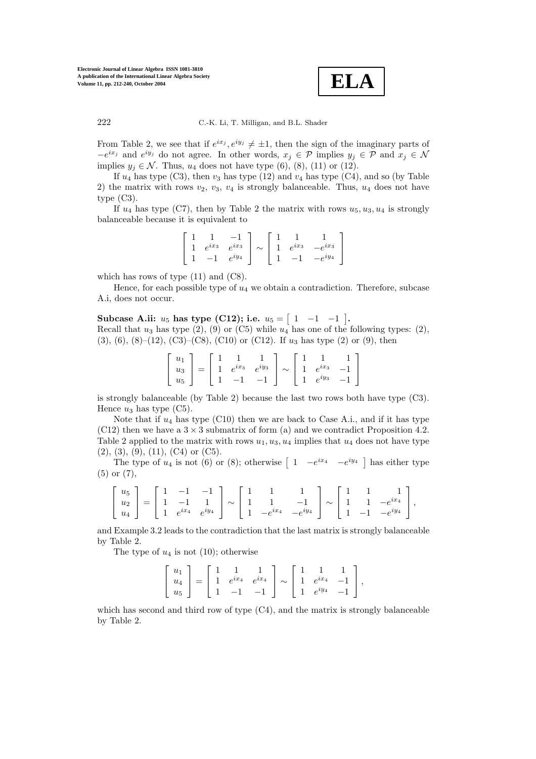From Table 2, we see that if $e^{ix_j}, e^{iy_j} \neq \pm 1$, then the sign of the imaginary parts of $-e^{ix_j}$ and $e^{iy_j}$ do not agree. In other words, $x_j \in \mathcal{P}$ implies $y_j \in \mathcal{P}$ and $x_j \in \mathcal{N}$ implies $y_j \in \mathcal{N}$. Thus, $u_4$ does not have type (6), (8), (11) or (12).

If $u_4$ has type (C3), then $v_3$ has type (12) and $v_4$ has type (C4), and so (by Table 2) the matrix with rows $v_2$, $v_3$, $v_4$ is strongly balanceable. Thus, $u_4$ does not have type (C3).

If $u_4$ has type (C7), then by Table 2 the matrix with rows $u_5, u_3, u_4$ is strongly balanceable because it is equivalent to

$$\begin{bmatrix} 1 & 1 & -1 \\ 1 & e^{ix_3} & e^{ix_3} \\ 1 & -1 & e^{iy_4} \end{bmatrix} \sim \begin{bmatrix} 1 & 1 & 1 \\ 1 & e^{ix_3} & -e^{ix_3} \\ 1 & -1 & -e^{iy_4} \end{bmatrix}$$

which has rows of type (11) and (C8).

Hence, for each possible type of $u_4$ we obtain a contradiction. Therefore, subcase A.i, does not occur.

**Subcase A.ii: $u_5$ has type (C12); i.e. $u_5 = \begin{bmatrix} 1 & -1 & -1 \end{bmatrix}$.**
Recall that $u_3$ has type (2), (9) or (C5) while $u_4$ has one of the following types: (2), (3), (6), (8)–(12), (C3)–(C8), (C10) or (C12). If $u_3$ has type (2) or (9), then

$$\begin{bmatrix} u_1 \\ u_3 \\ u_5 \end{bmatrix} = \begin{bmatrix} 1 & 1 & 1 \\ 1 & e^{ix_3} & e^{iy_3} \\ 1 & -1 & -1 \end{bmatrix} \sim \begin{bmatrix} 1 & 1 & 1 \\ 1 & e^{ix_3} & -1 \\ 1 & e^{iy_3} & -1 \end{bmatrix}$$

is strongly balanceable (by Table 2) because the last two rows both have type (C3). Hence $u_3$ has type (C5).

Note that if $u_4$ has type (C10) then we are back to Case A.i., and if it has type (C12) then we have a $3 \times 3$ submatrix of form (a) and we contradict Proposition 4.2. Table 2 applied to the matrix with rows $u_1, u_3, u_4$ implies that $u_4$ does not have type (2), (3), (9), (11), (C4) or (C5).

The type of $u_4$ is not (6) or (8); otherwise $\begin{bmatrix} 1 & -e^{ix_4} & -e^{iy_4} \end{bmatrix}$ has either type (5) or (7),

$$\begin{bmatrix} u_5 \\ u_2 \\ u_4 \end{bmatrix} = \begin{bmatrix} 1 & -1 & -1 \\ 1 & -1 & 1 \\ 1 & e^{ix_4} & e^{iy_4} \end{bmatrix} \sim \begin{bmatrix} 1 & 1 & 1 \\ 1 & 1 & -1 \\ 1 & -e^{ix_4} & -e^{iy_4} \end{bmatrix} \sim \begin{bmatrix} 1 & 1 & 1 \\ 1 & 1 & -e^{ix_4} \\ 1 & -1 & -e^{iy_4} \end{bmatrix},$$

and Example 3.2 leads to the contradiction that the last matrix is strongly balanceable by Table 2.

The type of $u_4$ is not (10); otherwise

$$\begin{bmatrix} u_1 \\ u_4 \\ u_5 \end{bmatrix} = \begin{bmatrix} 1 & 1 & 1 \\ 1 & e^{ix_4} & e^{ix_4} \\ 1 & -1 & -1 \end{bmatrix} \sim \begin{bmatrix} 1 & 1 & 1 \\ 1 & e^{ix_4} & -1 \\ 1 & e^{iy_4} & -1 \end{bmatrix},$$

which has second and third row of type (C4), and the matrix is strongly balanceable by Table 2.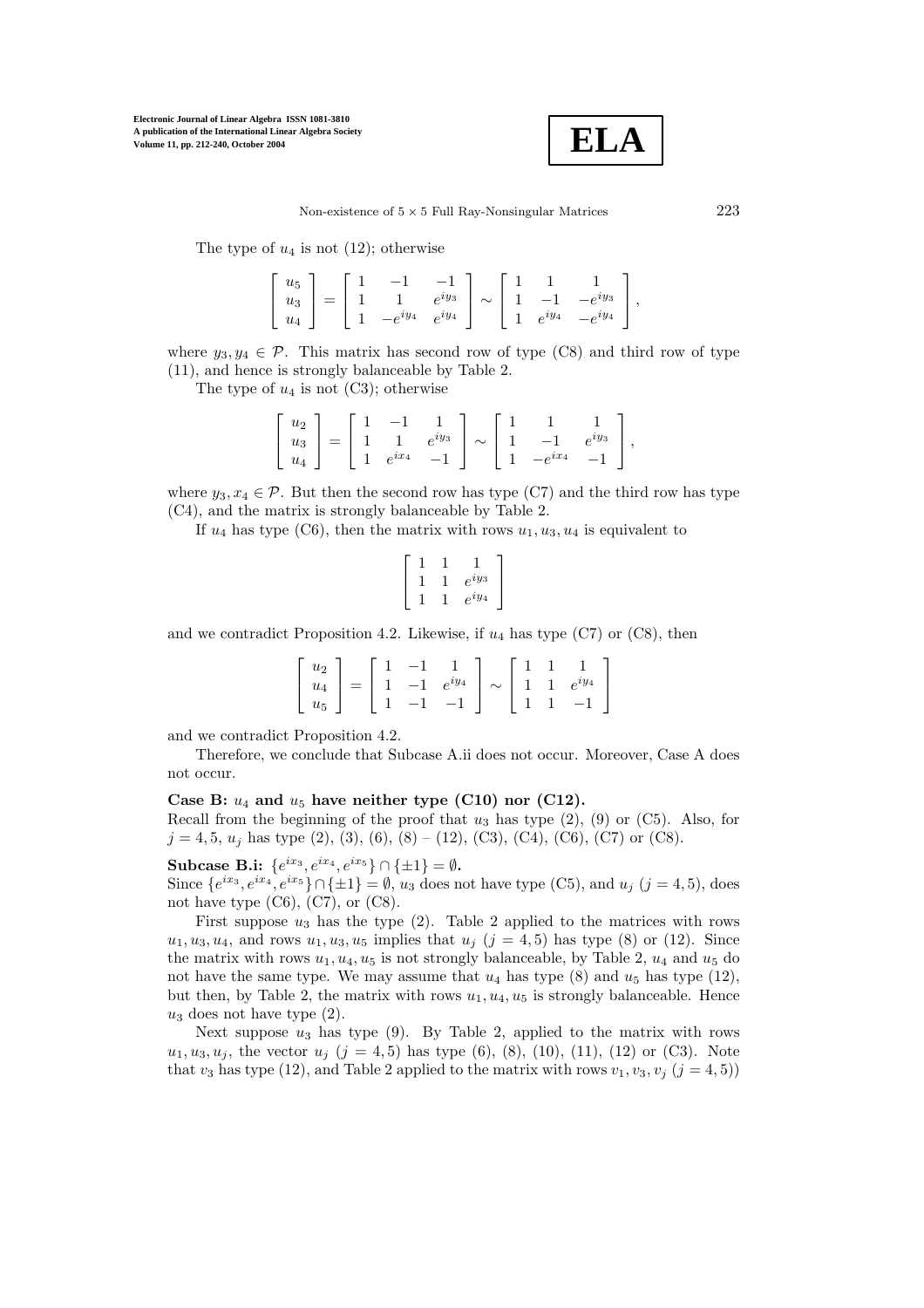The type of $u_4$ is not (12); otherwise

$$\begin{bmatrix} u_5 \\ u_3 \\ u_4 \end{bmatrix} = \begin{bmatrix} 1 & -1 & -1 \\ 1 & 1 & e^{iy_3} \\ 1 & -e^{iy_4} & e^{iy_4} \end{bmatrix} \sim \begin{bmatrix} 1 & 1 & 1 \\ 1 & -1 & -e^{iy_3} \\ 1 & e^{iy_4} & -e^{iy_4} \end{bmatrix},$$

where $y_3, y_4 \in \mathcal{P}$. This matrix has second row of type (C8) and third row of type (11), and hence is strongly balanceable by Table 2.

The type of $u_4$ is not (C3); otherwise

$$\begin{bmatrix} u_2 \\ u_3 \\ u_4 \end{bmatrix} = \begin{bmatrix} 1 & -1 & 1 \\ 1 & 1 & e^{iy_3} \\ 1 & e^{ix_4} & -1 \end{bmatrix} \sim \begin{bmatrix} 1 & 1 & 1 \\ 1 & -1 & e^{iy_3} \\ 1 & -e^{ix_4} & -1 \end{bmatrix},$$

where $y_3, x_4 \in \mathcal{P}$. But then the second row has type (C7) and the third row has type (C4), and the matrix is strongly balanceable by Table 2.

If $u_4$ has type (C6), then the matrix with rows $u_1, u_3, u_4$ is equivalent to

$$\begin{bmatrix} 1 & 1 & 1 \\ 1 & 1 & e^{iy_3} \\ 1 & 1 & e^{iy_4} \end{bmatrix}$$

and we contradict Proposition 4.2. Likewise, if $u_4$ has type (C7) or (C8), then

$$\begin{bmatrix} u_2 \\ u_4 \\ u_5 \end{bmatrix} = \begin{bmatrix} 1 & -1 & 1 \\ 1 & -1 & e^{iy_4} \\ 1 & -1 & -1 \end{bmatrix} \sim \begin{bmatrix} 1 & 1 & 1 \\ 1 & 1 & e^{iy_4} \\ 1 & 1 & -1 \end{bmatrix}$$

and we contradict Proposition 4.2.

Therefore, we conclude that Subcase A.ii does not occur. Moreover, Case A does not occur.

**Case B: $u_4$ and $u_5$ have neither type (C10) nor (C12).**
Recall from the beginning of the proof that $u_3$ has type (2), (9) or (C5). Also, for $j = 4, 5$, $u_j$ has type (2), (3), (6), (8) – (12), (C3), (C4), (C6), (C7) or (C8).

**Subcase B.i: $\{e^{ix_3}, e^{ix_4}, e^{ix_5}\} \cap \{\pm 1\} = \emptyset$.**
Since $\{e^{ix_3}, e^{ix_4}, e^{ix_5}\} \cap \{\pm 1\} = \emptyset$, $u_3$ does not have type (C5), and $u_j$ ($j = 4, 5$), does not have type (C6), (C7), or (C8).

First suppose $u_3$ has the type (2). Table 2 applied to the matrices with rows $u_1, u_3, u_4$, and rows $u_1, u_3, u_5$ implies that $u_j$ ($j = 4, 5$) has type (8) or (12). Since the matrix with rows $u_1, u_4, u_5$ is not strongly balanceable, by Table 2, $u_4$ and $u_5$ do not have the same type. We may assume that $u_4$ has type (8) and $u_5$ has type (12), but then, by Table 2, the matrix with rows $u_1, u_4, u_5$ is strongly balanceable. Hence $u_3$ does not have type (2).

Next suppose $u_3$ has type (9). By Table 2, applied to the matrix with rows $u_1, u_3, u_j$, the vector $u_j$ ($j = 4, 5$) has type (6), (8), (10), (11), (12) or (C3). Note that $v_3$ has type (12), and Table 2 applied to the matrix with rows $v_1, v_3, v_j$ ($j = 4, 5$))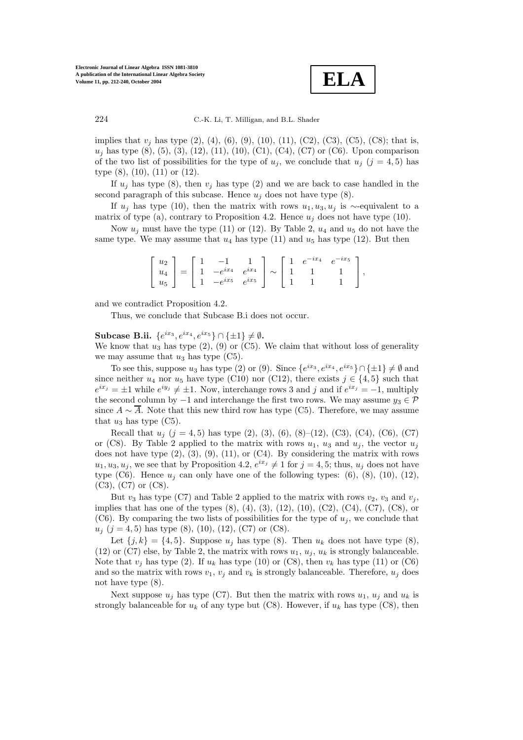implies that $v_j$ has type (2), (4), (6), (9), (10), (11), (C2), (C3), (C5), (C8); that is, $u_j$ has type (8), (5), (3), (12), (11), (10), (C1), (C4), (C7) or (C6). Upon comparison of the two list of possibilities for the type of $u_j$, we conclude that $u_j$ $(j = 4, 5)$ has type (8), (10), (11) or (12).

If $u_j$ has type (8), then $v_j$ has type (2) and we are back to case handled in the second paragraph of this subcase. Hence $u_j$ does not have type (8).

If $u_j$ has type (10), then the matrix with rows $u_1, u_3, u_j$ is $\sim$-equivalent to a matrix of type (a), contrary to Proposition 4.2. Hence $u_j$ does not have type (10).

Now $u_j$ must have the type (11) or (12). By Table 2, $u_4$ and $u_5$ do not have the same type. We may assume that $u_4$ has type (11) and $u_5$ has type (12). But then

$$\begin{bmatrix} u_2 \\ u_4 \\ u_5 \end{bmatrix} = \begin{bmatrix} 1 & -1 & 1 \\ 1 & -e^{ix_4} & e^{ix_4} \\ 1 & -e^{ix_5} & e^{ix_5} \end{bmatrix} \sim \begin{bmatrix} 1 & e^{-ix_4} & e^{-ix_5} \\ 1 & 1 & 1 \\ 1 & 1 & 1 \end{bmatrix},$$

and we contradict Proposition 4.2.

Thus, we conclude that Subcase B.i does not occur.

**Subcase B.ii.** $\{e^{ix_3}, e^{ix_4}, e^{ix_5}\} \cap \{\pm 1\} \neq \emptyset$**.**
We know that $u_3$ has type (2), (9) or (C5). We claim that without loss of generality we may assume that $u_3$ has type (C5).

To see this, suppose $u_3$ has type (2) or (9). Since $\{e^{ix_3}, e^{ix_4}, e^{ix_5}\} \cap \{\pm 1\} \neq \emptyset$ and since neither $u_4$ nor $u_5$ have type (C10) nor (C12), there exists $j \in \{4, 5\}$ such that $e^{ix_j} = \pm 1$ while $e^{iy_j} \neq \pm 1$. Now, interchange rows 3 and $j$ and if $e^{ix_j} = -1$, multiply the second column by $-1$ and interchange the first two rows. We may assume $y_3 \in \mathcal{P}$ since $A \sim \overline{A}$. Note that this new third row has type (C5). Therefore, we may assume that $u_3$ has type (C5).

Recall that $u_j$ $(j = 4, 5)$ has type (2), (3), (6), (8)–(12), (C3), (C4), (C6), (C7) or (C8). By Table 2 applied to the matrix with rows $u_1$, $u_3$ and $u_j$, the vector $u_j$ does not have type (2), (3), (9), (11), or (C4). By considering the matrix with rows $u_1, u_3, u_j$, we see that by Proposition 4.2, $e^{ix_j} \neq 1$ for $j = 4, 5$; thus, $u_j$ does not have type (C6). Hence $u_j$ can only have one of the following types: (6), (8), (10), (12), (C3), (C7) or (C8).

But $v_3$ has type (C7) and Table 2 applied to the matrix with rows $v_2$, $v_3$ and $v_j$, implies that has one of the types (8), (4), (3), (12), (10), (C2), (C4), (C7), (C8), or (C6). By comparing the two lists of possibilities for the type of $u_j$, we conclude that $u_j$ $(j = 4, 5)$ has type (8), (10), (12), (C7) or (C8).

Let $\{j, k\} = \{4, 5\}$. Suppose $u_j$ has type (8). Then $u_k$ does not have type (8), (12) or (C7) else, by Table 2, the matrix with rows $u_1$, $u_j$, $u_k$ is strongly balanceable. Note that $v_j$ has type (2). If $u_k$ has type (10) or (C8), then $v_k$ has type (11) or (C6) and so the matrix with rows $v_1$, $v_j$ and $v_k$ is strongly balanceable. Therefore, $u_j$ does not have type (8).

Next suppose $u_j$ has type (C7). But then the matrix with rows $u_1$, $u_j$ and $u_k$ is strongly balanceable for $u_k$ of any type but (C8). However, if $u_k$ has type (C8), then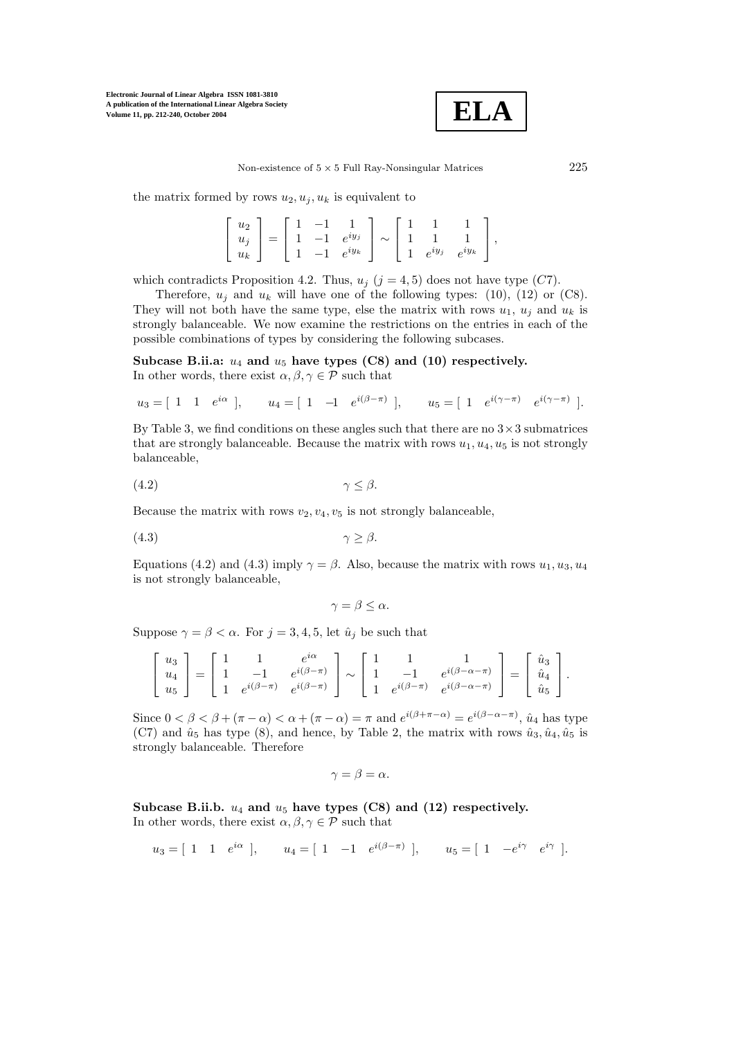the matrix formed by rows $u_2, u_j, u_k$ is equivalent to

$$\begin{bmatrix} u_2 \\ u_j \\ u_k \end{bmatrix} = \begin{bmatrix} 1 & -1 & 1 \\ 1 & -1 & e^{iy_j} \\ 1 & -1 & e^{iy_k} \end{bmatrix} \sim \begin{bmatrix} 1 & 1 & 1 \\ 1 & 1 & 1 \\ 1 & e^{iy_j} & e^{iy_k} \end{bmatrix},$$

which contradicts Proposition 4.2. Thus, $u_j$ $(j = 4, 5)$ does not have type $(C7)$.

Therefore, $u_j$ and $u_k$ will have one of the following types: (10), (12) or (C8). They will not both have the same type, else the matrix with rows $u_1$, $u_j$ and $u_k$ is strongly balanceable. We now examine the restrictions on the entries in each of the possible combinations of types by considering the following subcases.

**Subcase B.ii.a: $u_4$ and $u_5$ have types (C8) and (10) respectively.**
In other words, there exist $\alpha, \beta, \gamma \in \mathcal{P}$ such that

$$u_3 = [\ 1 \quad 1 \quad e^{i\alpha}\ ], \qquad u_4 = [\ 1 \quad -1 \quad e^{i(\beta-\pi)}\ ], \qquad u_5 = [\ 1 \quad e^{i(\gamma-\pi)} \quad e^{i(\gamma-\pi)}\ ].$$

By Table 3, we find conditions on these angles such that there are no $3\times 3$ submatrices that are strongly balanceable. Because the matrix with rows $u_1, u_4, u_5$ is not strongly balanceable,

$$\gamma \le \beta. \tag{4.2}$$

Because the matrix with rows $v_2, v_4, v_5$ is not strongly balanceable,

$$\gamma \ge \beta. \tag{4.3}$$

Equations (4.2) and (4.3) imply $\gamma = \beta$. Also, because the matrix with rows $u_1, u_3, u_4$ is not strongly balanceable,

$$\gamma = \beta \le \alpha.$$

Suppose $\gamma = \beta < \alpha$. For $j = 3, 4, 5$, let $\hat{u}_j$ be such that

$$\begin{bmatrix} u_3 \\ u_4 \\ u_5 \end{bmatrix} = \begin{bmatrix} 1 & 1 & e^{i\alpha} \\ 1 & -1 & e^{i(\beta-\pi)} \\ 1 & e^{i(\beta-\pi)} & e^{i(\beta-\pi)} \end{bmatrix} \sim \begin{bmatrix} 1 & 1 & 1 \\ 1 & -1 & e^{i(\beta-\alpha-\pi)} \\ 1 & e^{i(\beta-\pi)} & e^{i(\beta-\alpha-\pi)} \end{bmatrix} = \begin{bmatrix} \hat{u}_3 \\ \hat{u}_4 \\ \hat{u}_5 \end{bmatrix}.$$

Since $0 < \beta < \beta + (\pi - \alpha) < \alpha + (\pi - \alpha) = \pi$ and $e^{i(\beta+\pi-\alpha)} = e^{i(\beta-\alpha-\pi)}$, $\hat{u}_4$ has type (C7) and $\hat{u}_5$ has type (8), and hence, by Table 2, the matrix with rows $\hat{u}_3, \hat{u}_4, \hat{u}_5$ is strongly balanceable. Therefore

$$\gamma = \beta = \alpha.$$

**Subcase B.ii.b. $u_4$ and $u_5$ have types (C8) and (12) respectively.**
In other words, there exist $\alpha, \beta, \gamma \in \mathcal{P}$ such that

$$u_3 = [\ 1 \quad 1 \quad e^{i\alpha}\ ], \qquad u_4 = [\ 1 \quad -1 \quad e^{i(\beta-\pi)}\ ], \qquad u_5 = [\ 1 \quad -e^{i\gamma} \quad e^{i\gamma}\ ].$$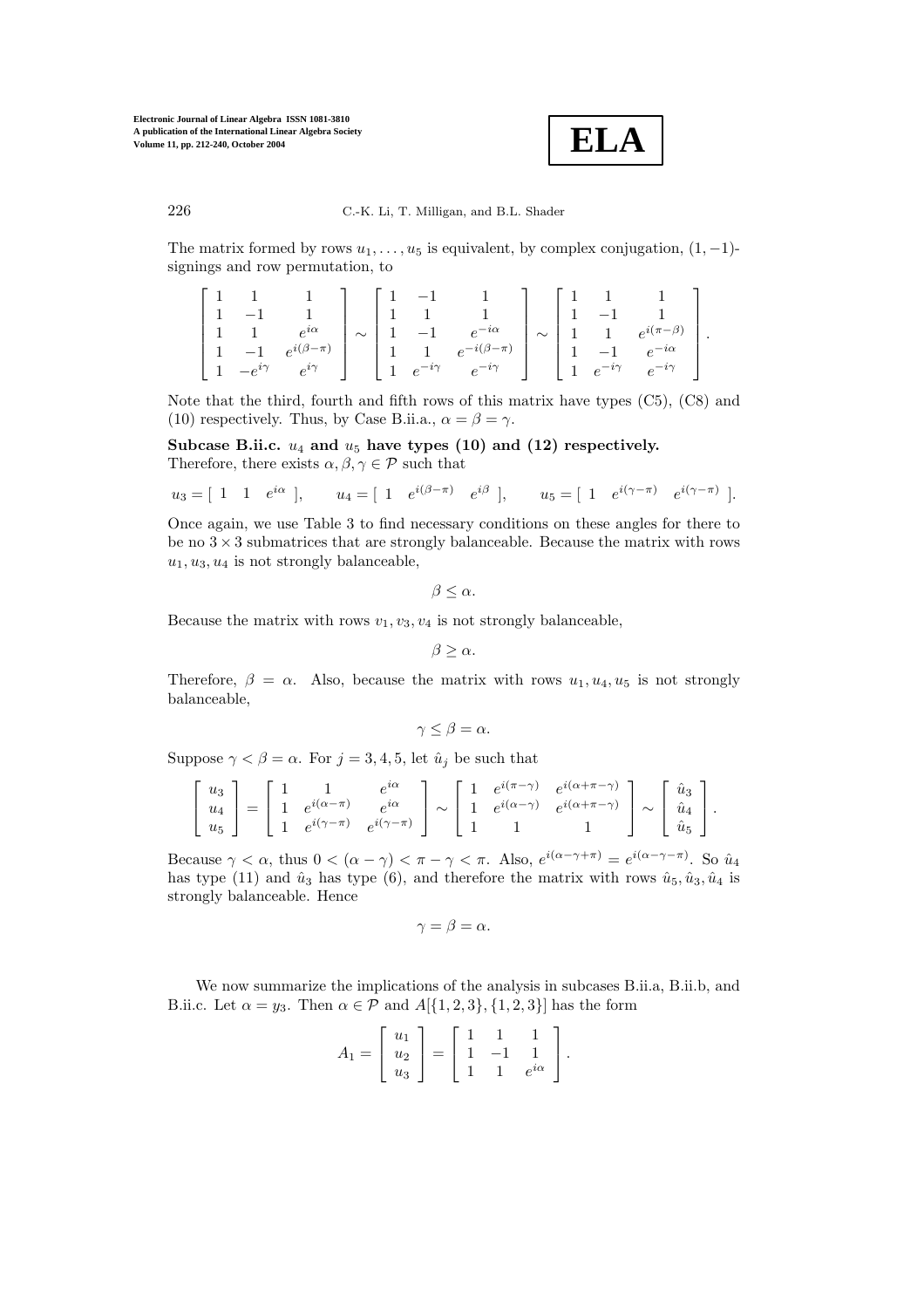The matrix formed by rows $u_1, \ldots, u_5$ is equivalent, by complex conjugation, $(1,-1)$-signings and row permutation, to

$$\begin{bmatrix} 1 & 1 & 1 \\ 1 & -1 & 1 \\ 1 & 1 & e^{i\alpha} \\ 1 & -1 & e^{i(\beta-\pi)} \\ 1 & -e^{i\gamma} & e^{i\gamma} \end{bmatrix} \sim \begin{bmatrix} 1 & -1 & 1 \\ 1 & 1 & 1 \\ 1 & -1 & e^{-i\alpha} \\ 1 & 1 & e^{-i(\beta-\pi)} \\ 1 & e^{-i\gamma} & e^{-i\gamma} \end{bmatrix} \sim \begin{bmatrix} 1 & 1 & 1 \\ 1 & -1 & 1 \\ 1 & 1 & e^{i(\pi-\beta)} \\ 1 & -1 & e^{-i\alpha} \\ 1 & e^{-i\gamma} & e^{-i\gamma} \end{bmatrix}.$$

Note that the third, fourth and fifth rows of this matrix have types (C5), (C8) and (10) respectively. Thus, by Case B.ii.a., $\alpha = \beta = \gamma$.

**Subcase B.ii.c. $u_4$ and $u_5$ have types (10) and (12) respectively.**
Therefore, there exists $\alpha, \beta, \gamma \in \mathcal{P}$ such that

$$u_3 = [\ 1 \quad 1 \quad e^{i\alpha}\ ], \qquad u_4 = [\ 1 \quad e^{i(\beta-\pi)} \quad e^{i\beta}\ ], \qquad u_5 = [\ 1 \quad e^{i(\gamma-\pi)} \quad e^{i(\gamma-\pi)}\ ].$$

Once again, we use Table 3 to find necessary conditions on these angles for there to be no $3\times 3$ submatrices that are strongly balanceable. Because the matrix with rows $u_1, u_3, u_4$ is not strongly balanceable,

$$\beta \leq \alpha.$$

Because the matrix with rows $v_1, v_3, v_4$ is not strongly balanceable,

$$\beta \geq \alpha.$$

Therefore, $\beta = \alpha$. Also, because the matrix with rows $u_1, u_4, u_5$ is not strongly balanceable,

$$\gamma \leq \beta = \alpha.$$

Suppose $\gamma < \beta = \alpha$. For $j = 3, 4, 5$, let $\hat{u}_j$ be such that

$$\begin{bmatrix} u_3 \\ u_4 \\ u_5 \end{bmatrix} = \begin{bmatrix} 1 & 1 & e^{i\alpha} \\ 1 & e^{i(\alpha-\pi)} & e^{i\alpha} \\ 1 & e^{i(\gamma-\pi)} & e^{i(\gamma-\pi)} \end{bmatrix} \sim \begin{bmatrix} 1 & e^{i(\pi-\gamma)} & e^{i(\alpha+\pi-\gamma)} \\ 1 & e^{i(\alpha-\gamma)} & e^{i(\alpha+\pi-\gamma)} \\ 1 & 1 & 1 \end{bmatrix} \sim \begin{bmatrix} \hat{u}_3 \\ \hat{u}_4 \\ \hat{u}_5 \end{bmatrix}.$$

Because $\gamma < \alpha$, thus $0 < (\alpha - \gamma) < \pi - \gamma < \pi$. Also, $e^{i(\alpha-\gamma+\pi)} = e^{i(\alpha-\gamma-\pi)}$. So $\hat{u}_4$ has type (11) and $\hat{u}_3$ has type (6), and therefore the matrix with rows $\hat{u}_5, \hat{u}_3, \hat{u}_4$ is strongly balanceable. Hence

$$\gamma = \beta = \alpha.$$

We now summarize the implications of the analysis in subcases B.ii.a, B.ii.b, and B.ii.c. Let $\alpha = y_3$. Then $\alpha \in \mathcal{P}$ and $A[\{1,2,3\},\{1,2,3\}]$ has the form

$$A_1 = \begin{bmatrix} u_1 \\ u_2 \\ u_3 \end{bmatrix} = \begin{bmatrix} 1 & 1 & 1 \\ 1 & -1 & 1 \\ 1 & 1 & e^{i\alpha} \end{bmatrix}.$$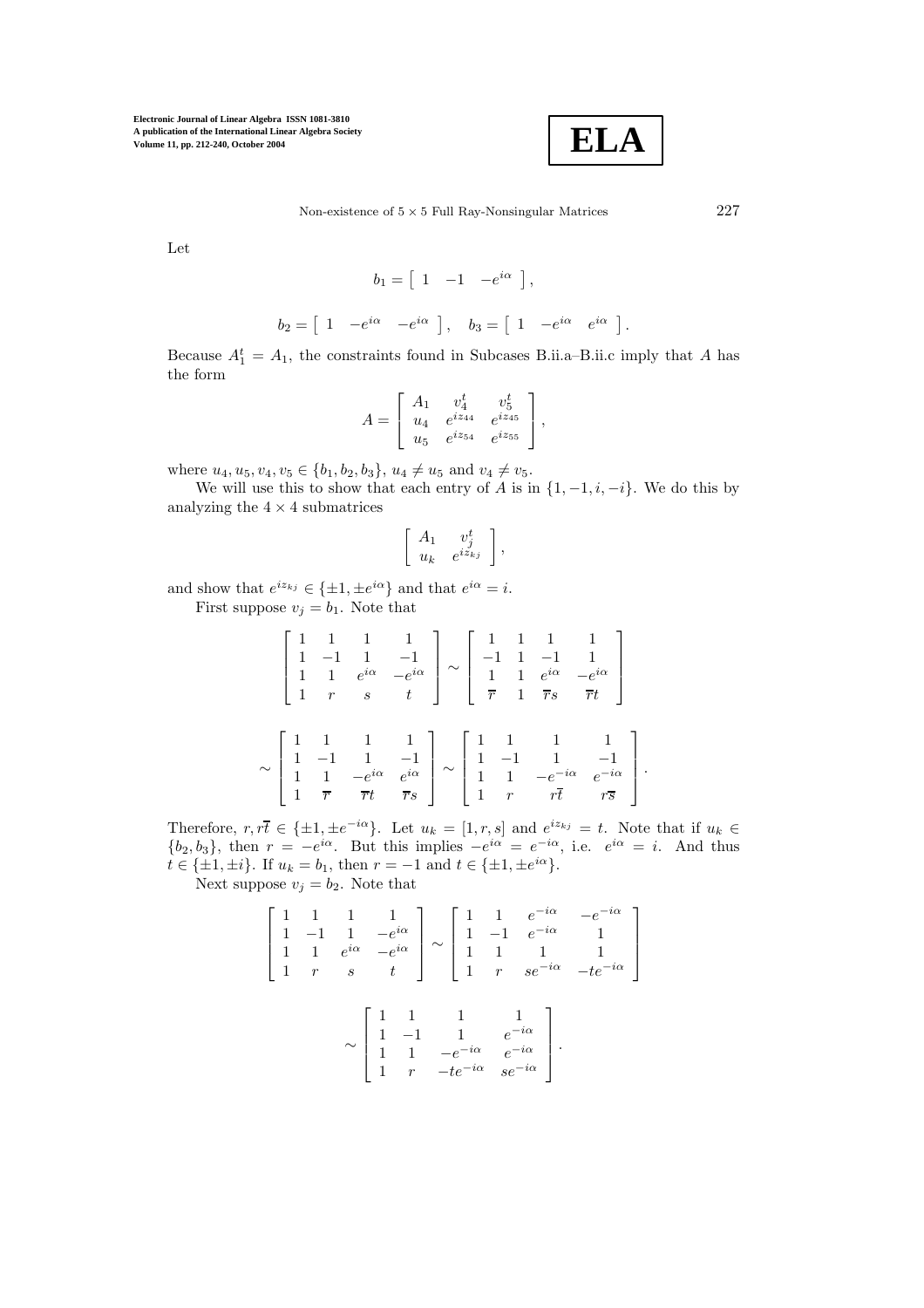Let

$$b_1 = \begin{bmatrix} 1 & -1 & -e^{i\alpha} \end{bmatrix},$$

$$b_2 = \begin{bmatrix} 1 & -e^{i\alpha} & -e^{i\alpha} \end{bmatrix}, \quad b_3 = \begin{bmatrix} 1 & -e^{i\alpha} & e^{i\alpha} \end{bmatrix}.$$

Because $A_1^t = A_1$, the constraints found in Subcases B.ii.a–B.ii.c imply that $A$ has the form

$$A = \begin{bmatrix} A_1 & v_4^t & v_5^t \\ u_4 & e^{iz_{44}} & e^{iz_{45}} \\ u_5 & e^{iz_{54}} & e^{iz_{55}} \end{bmatrix},$$

where $u_4, u_5, v_4, v_5 \in \{b_1, b_2, b_3\}$, $u_4 \neq u_5$ and $v_4 \neq v_5$.

We will use this to show that each entry of $A$ is in $\{1, -1, i, -i\}$. We do this by analyzing the $4 \times 4$ submatrices

$$\begin{bmatrix} A_1 & v_j^t \\ u_k & e^{iz_{kj}} \end{bmatrix},$$

and show that $e^{iz_{kj}} \in \{\pm 1, \pm e^{i\alpha}\}$ and that $e^{i\alpha} = i$.

First suppose $v_j = b_1$. Note that

$$\begin{bmatrix} 1 & 1 & 1 & 1 \\ 1 & -1 & 1 & -1 \\ 1 & 1 & e^{i\alpha} & -e^{i\alpha} \\ 1 & r & s & t \end{bmatrix} \sim \begin{bmatrix} 1 & 1 & 1 & 1 \\ -1 & 1 & -1 & 1 \\ 1 & 1 & e^{i\alpha} & -e^{i\alpha} \\ \overline{r} & 1 & \overline{r}s & \overline{r}t \end{bmatrix}$$

$$\sim \begin{bmatrix} 1 & 1 & 1 & 1 \\ 1 & -1 & 1 & -1 \\ 1 & 1 & -e^{i\alpha} & e^{i\alpha} \\ 1 & \overline{r} & \overline{r}t & \overline{r}s \end{bmatrix} \sim \begin{bmatrix} 1 & 1 & 1 & 1 \\ 1 & -1 & 1 & -1 \\ 1 & 1 & -e^{-i\alpha} & e^{-i\alpha} \\ 1 & r & r\overline{t} & r\overline{s} \end{bmatrix}.$$

Therefore, $r, r\overline{t} \in \{\pm 1, \pm e^{-i\alpha}\}$. Let $u_k = [1, r, s]$ and $e^{iz_{kj}} = t$. Note that if $u_k \in \{b_2, b_3\}$, then $r = -e^{i\alpha}$. But this implies $-e^{i\alpha} = e^{-i\alpha}$, i.e. $e^{i\alpha} = i$. And thus $t \in \{\pm 1, \pm i\}$. If $u_k = b_1$, then $r = -1$ and $t \in \{\pm 1, \pm e^{i\alpha}\}$.

Next suppose $v_j = b_2$. Note that

$$\begin{bmatrix} 1 & 1 & 1 & 1 \\ 1 & -1 & 1 & -e^{i\alpha} \\ 1 & 1 & e^{i\alpha} & -e^{i\alpha} \\ 1 & r & s & t \end{bmatrix} \sim \begin{bmatrix} 1 & 1 & e^{-i\alpha} & -e^{-i\alpha} \\ 1 & -1 & e^{-i\alpha} & 1 \\ 1 & 1 & 1 & 1 \\ 1 & r & se^{-i\alpha} & -te^{-i\alpha} \end{bmatrix}$$

$$\sim \begin{bmatrix} 1 & 1 & 1 & 1 \\ 1 & -1 & 1 & e^{-i\alpha} \\ 1 & 1 & -e^{-i\alpha} & e^{-i\alpha} \\ 1 & r & -te^{-i\alpha} & se^{-i\alpha} \end{bmatrix}.$$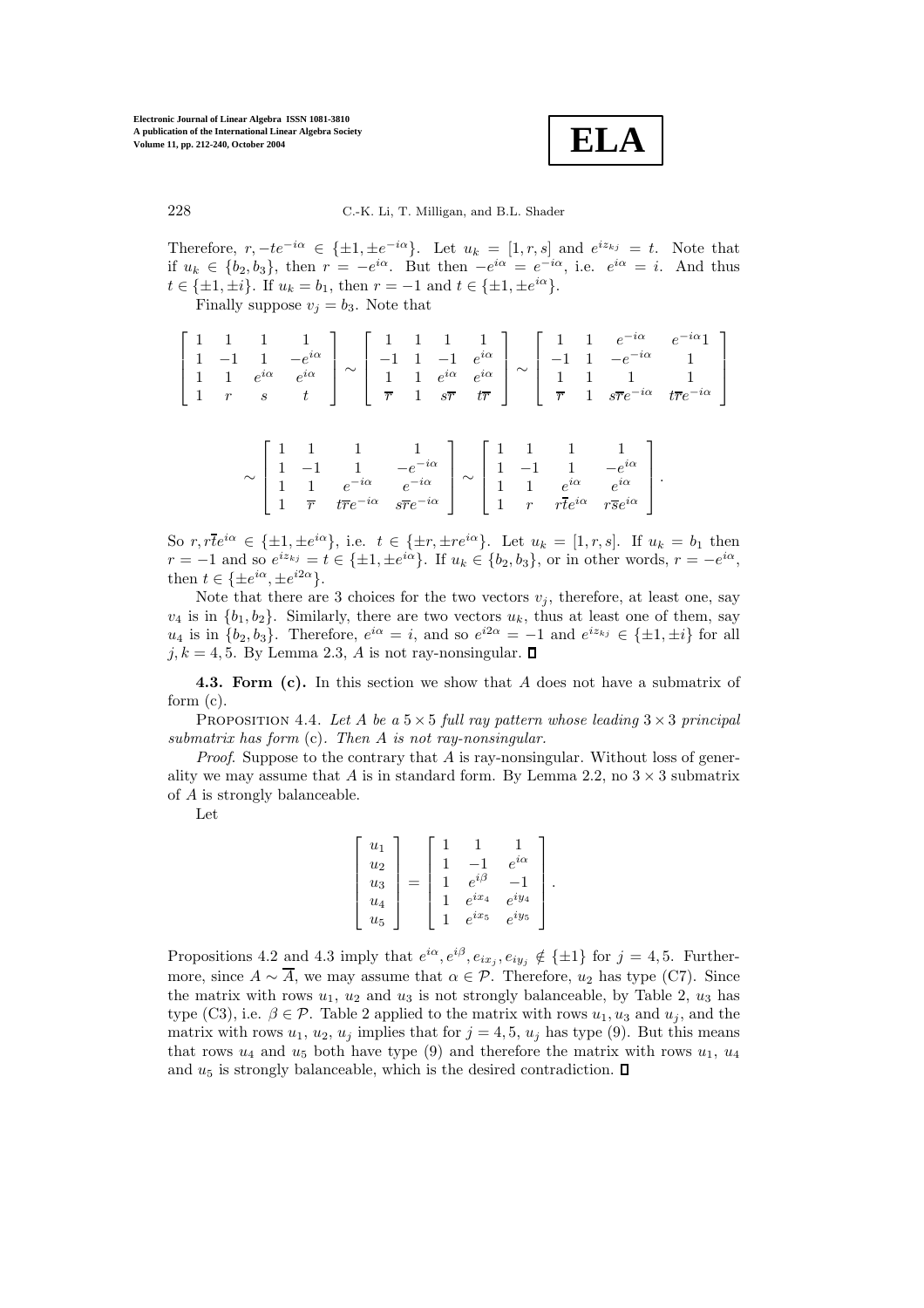Therefore, $r, -te^{-i\alpha} \in \{\pm 1, \pm e^{-i\alpha}\}$. Let $u_k = [1, r, s]$ and $e^{iz_{kj}} = t$. Note that if $u_k \in \{b_2, b_3\}$, then $r = -e^{i\alpha}$. But then $-e^{i\alpha} = e^{-i\alpha}$, i.e. $e^{i\alpha} = i$. And thus $t \in \{\pm 1, \pm i\}$. If $u_k = b_1$, then $r = -1$ and $t \in \{\pm 1, \pm e^{i\alpha}\}$.

Finally suppose $v_j = b_3$. Note that

$$\begin{bmatrix} 1 & 1 & 1 & 1 \\ 1 & -1 & 1 & -e^{i\alpha} \\ 1 & 1 & e^{i\alpha} & e^{i\alpha} \\ 1 & r & s & t \end{bmatrix} \sim \begin{bmatrix} 1 & 1 & 1 & 1 \\ -1 & 1 & -1 & e^{i\alpha} \\ 1 & 1 & e^{i\alpha} & e^{i\alpha} \\ \overline{r} & 1 & s\overline{r} & t\overline{r} \end{bmatrix} \sim \begin{bmatrix} 1 & 1 & e^{-i\alpha} & e^{-i\alpha}1 \\ -1 & 1 & -e^{-i\alpha} & 1 \\ 1 & 1 & 1 & 1 \\ \overline{r} & 1 & s\overline{r}e^{-i\alpha} & t\overline{r}e^{-i\alpha} \end{bmatrix}$$

$$\sim \begin{bmatrix} 1 & 1 & 1 & 1 \\ 1 & -1 & 1 & -e^{-i\alpha} \\ 1 & 1 & e^{-i\alpha} & e^{-i\alpha} \\ 1 & \overline{r} & t\overline{r}e^{-i\alpha} & s\overline{r}e^{-i\alpha} \end{bmatrix} \sim \begin{bmatrix} 1 & 1 & 1 & 1 \\ 1 & -1 & 1 & -e^{i\alpha} \\ 1 & 1 & e^{i\alpha} & e^{i\alpha} \\ 1 & r & r\overline{t}e^{i\alpha} & r\overline{s}e^{i\alpha} \end{bmatrix}.$$

So $r, r\overline{t}e^{i\alpha} \in \{\pm 1, \pm e^{i\alpha}\}$, i.e. $t \in \{\pm r, \pm re^{i\alpha}\}$. Let $u_k = [1, r, s]$. If $u_k = b_1$ then $r = -1$ and so $e^{iz_{kj}} = t \in \{\pm 1, \pm e^{i\alpha}\}$. If $u_k \in \{b_2, b_3\}$, or in other words, $r = -e^{i\alpha}$, then $t \in \{\pm e^{i\alpha}, \pm e^{i2\alpha}\}$.

Note that there are 3 choices for the two vectors $v_j$, therefore, at least one, say $v_4$ is in $\{b_1, b_2\}$. Similarly, there are two vectors $u_k$, thus at least one of them, say $u_4$ is in $\{b_2, b_3\}$. Therefore, $e^{i\alpha} = i$, and so $e^{i2\alpha} = -1$ and $e^{iz_{kj}} \in \{\pm 1, \pm i\}$ for all $j, k = 4, 5$. By Lemma 2.3, $A$ is not ray-nonsingular. $\square$

**4.3. Form (c).** In this section we show that $A$ does not have a submatrix of form (c).

Proposition 4.4. *Let $A$ be a $5 \times 5$ full ray pattern whose leading $3 \times 3$ principal submatrix has form* (c)*. Then $A$ is not ray-nonsingular.*

*Proof.* Suppose to the contrary that $A$ is ray-nonsingular. Without loss of generality we may assume that $A$ is in standard form. By Lemma 2.2, no $3 \times 3$ submatrix of $A$ is strongly balanceable.

Let

$$\begin{bmatrix} u_1 \\ u_2 \\ u_3 \\ u_4 \\ u_5 \end{bmatrix} = \begin{bmatrix} 1 & 1 & 1 \\ 1 & -1 & e^{i\alpha} \\ 1 & e^{i\beta} & -1 \\ 1 & e^{ix_4} & e^{iy_4} \\ 1 & e^{ix_5} & e^{iy_5} \end{bmatrix}.$$

Propositions 4.2 and 4.3 imply that $e^{i\alpha}, e^{i\beta}, e_{ix_j}, e_{iy_j} \notin \{\pm 1\}$ for $j = 4, 5$. Furthermore, since $A \sim \overline{A}$, we may assume that $\alpha \in \mathcal{P}$. Therefore, $u_2$ has type (C7). Since the matrix with rows $u_1$, $u_2$ and $u_3$ is not strongly balanceable, by Table 2, $u_3$ has type (C3), i.e. $\beta \in \mathcal{P}$. Table 2 applied to the matrix with rows $u_1, u_3$ and $u_j$, and the matrix with rows $u_1$, $u_2$, $u_j$ implies that for $j = 4, 5$, $u_j$ has type (9). But this means that rows $u_4$ and $u_5$ both have type (9) and therefore the matrix with rows $u_1$, $u_4$ and $u_5$ is strongly balanceable, which is the desired contradiction. $\square$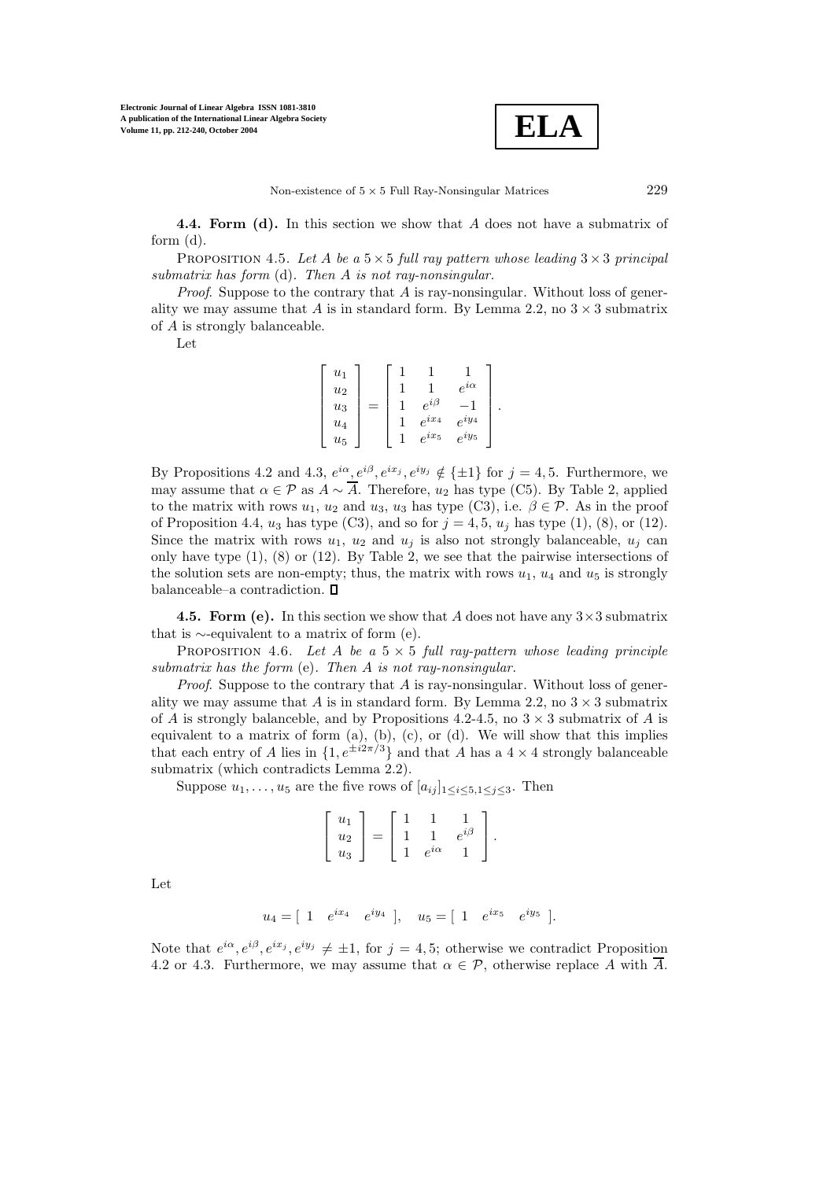## 4.4. Form (d).

In this section we show that $A$ does not have a submatrix of form (d).

PROPOSITION 4.5. *Let $A$ be a $5 \times 5$ full ray pattern whose leading $3 \times 3$ principal submatrix has form* (d). *Then $A$ is not ray-nonsingular.*

*Proof*. Suppose to the contrary that $A$ is ray-nonsingular. Without loss of generality we may assume that $A$ is in standard form. By Lemma 2.2, no $3 \times 3$ submatrix of $A$ is strongly balanceable.

Let

$$\begin{bmatrix} u_1 \\ u_2 \\ u_3 \\ u_4 \\ u_5 \end{bmatrix} = \begin{bmatrix} 1 & 1 & 1 \\ 1 & 1 & e^{i\alpha} \\ 1 & e^{i\beta} & -1 \\ 1 & e^{ix_4} & e^{iy_4} \\ 1 & e^{ix_5} & e^{iy_5} \end{bmatrix}.$$

By Propositions 4.2 and 4.3, $e^{i\alpha}, e^{i\beta}, e^{ix_j}, e^{iy_j} \notin \{\pm 1\}$ for $j = 4, 5$. Furthermore, we may assume that $\alpha \in \mathcal{P}$ as $A \sim \overline{A}$. Therefore, $u_2$ has type (C5). By Table 2, applied to the matrix with rows $u_1$, $u_2$ and $u_3$, $u_3$ has type (C3), i.e. $\beta \in \mathcal{P}$. As in the proof of Proposition 4.4, $u_3$ has type (C3), and so for $j = 4, 5$, $u_j$ has type (1), (8), or (12). Since the matrix with rows $u_1$, $u_2$ and $u_j$ is also not strongly balanceable, $u_j$ can only have type (1), (8) or (12). By Table 2, we see that the pairwise intersections of the solution sets are non-empty; thus, the matrix with rows $u_1$, $u_4$ and $u_5$ is strongly balanceable–a contradiction. $\square$

## 4.5. Form (e).

In this section we show that $A$ does not have any $3 \times 3$ submatrix that is $\sim$-equivalent to a matrix of form (e).

PROPOSITION 4.6. *Let $A$ be a $5 \times 5$ full ray-pattern whose leading principle submatrix has the form* (e). *Then $A$ is not ray-nonsingular.*

*Proof*. Suppose to the contrary that $A$ is ray-nonsingular. Without loss of generality we may assume that $A$ is in standard form. By Lemma 2.2, no $3 \times 3$ submatrix of $A$ is strongly balanceble, and by Propositions 4.2-4.5, no $3 \times 3$ submatrix of $A$ is equivalent to a matrix of form (a), (b), (c), or (d). We will show that this implies that each entry of $A$ lies in $\{1, e^{\pm i2\pi/3}\}$ and that $A$ has a $4 \times 4$ strongly balanceable submatrix (which contradicts Lemma 2.2).

Suppose $u_1, \ldots, u_5$ are the five rows of $[a_{ij}]_{1 \le i \le 5, 1 \le j \le 3}$. Then

$$\begin{bmatrix} u_1 \\ u_2 \\ u_3 \end{bmatrix} = \begin{bmatrix} 1 & 1 & 1 \\ 1 & 1 & e^{i\beta} \\ 1 & e^{i\alpha} & 1 \end{bmatrix}.$$

Let

$$u_4 = [\ 1 \quad e^{ix_4} \quad e^{iy_4}\ ], \quad u_5 = [\ 1 \quad e^{ix_5} \quad e^{iy_5}\ ].$$

Note that $e^{i\alpha}, e^{i\beta}, e^{ix_j}, e^{iy_j} \neq \pm 1$, for $j = 4, 5$; otherwise we contradict Proposition 4.2 or 4.3. Furthermore, we may assume that $\alpha \in \mathcal{P}$, otherwise replace $A$ with $\overline{A}$.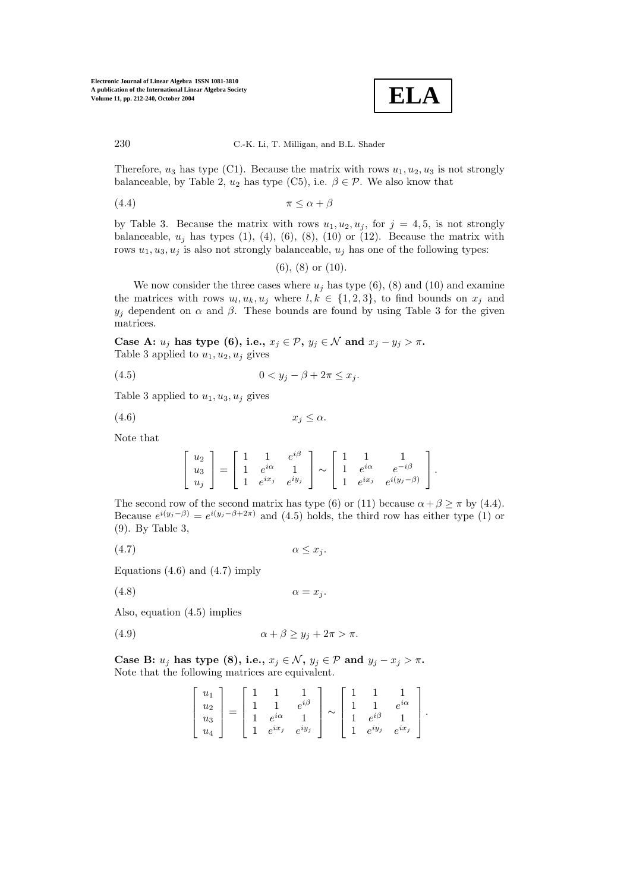Therefore, $u_3$ has type (C1). Because the matrix with rows $u_1, u_2, u_3$ is not strongly balanceable, by Table 2, $u_2$ has type (C5), i.e. $\beta \in \mathcal{P}$. We also know that

$$\pi \leq \alpha + \beta \tag{4.4}$$

by Table 3. Because the matrix with rows $u_1, u_2, u_j$, for $j = 4, 5$, is not strongly balanceable, $u_j$ has types (1), (4), (6), (8), (10) or (12). Because the matrix with rows $u_1, u_3, u_j$ is also not strongly balanceable, $u_j$ has one of the following types:

(6), (8) or (10).

We now consider the three cases where $u_j$ has type (6), (8) and (10) and examine the matrices with rows $u_l, u_k, u_j$ where $l, k \in \{1, 2, 3\}$, to find bounds on $x_j$ and $y_j$ dependent on $\alpha$ and $\beta$. These bounds are found by using Table 3 for the given matrices.

**Case A: $u_j$ has type (6), i.e., $x_j \in \mathcal{P}$, $y_j \in \mathcal{N}$ and $x_j - y_j > \pi$.**
Table 3 applied to $u_1, u_2, u_j$ gives

$$0 < y_j - \beta + 2\pi \leq x_j. \tag{4.5}$$

Table 3 applied to $u_1, u_3, u_j$ gives

$$x_j \leq \alpha. \tag{4.6}$$

Note that

$$\begin{bmatrix} u_2 \\ u_3 \\ u_j \end{bmatrix} = \begin{bmatrix} 1 & 1 & e^{i\beta} \\ 1 & e^{i\alpha} & 1 \\ 1 & e^{ix_j} & e^{iy_j} \end{bmatrix} \sim \begin{bmatrix} 1 & 1 & 1 \\ 1 & e^{i\alpha} & e^{-i\beta} \\ 1 & e^{ix_j} & e^{i(y_j-\beta)} \end{bmatrix}.$$

The second row of the second matrix has type (6) or (11) because $\alpha + \beta \geq \pi$ by (4.4). Because $e^{i(y_j-\beta)} = e^{i(y_j-\beta+2\pi)}$ and (4.5) holds, the third row has either type (1) or (9). By Table 3,

$$\alpha \leq x_j. \tag{4.7}$$

Equations (4.6) and (4.7) imply

$$\alpha = x_j. \tag{4.8}$$

Also, equation (4.5) implies

$$\alpha + \beta \geq y_j + 2\pi > \pi. \tag{4.9}$$

**Case B: $u_j$ has type (8), i.e., $x_j \in \mathcal{N}$, $y_j \in \mathcal{P}$ and $y_j - x_j > \pi$.**
Note that the following matrices are equivalent.

$$\begin{bmatrix} u_1 \\ u_2 \\ u_3 \\ u_4 \end{bmatrix} = \begin{bmatrix} 1 & 1 & 1 \\ 1 & 1 & e^{i\beta} \\ 1 & e^{i\alpha} & 1 \\ 1 & e^{ix_j} & e^{iy_j} \end{bmatrix} \sim \begin{bmatrix} 1 & 1 & 1 \\ 1 & 1 & e^{i\alpha} \\ 1 & e^{i\beta} & 1 \\ 1 & e^{iy_j} & e^{ix_j} \end{bmatrix}.$$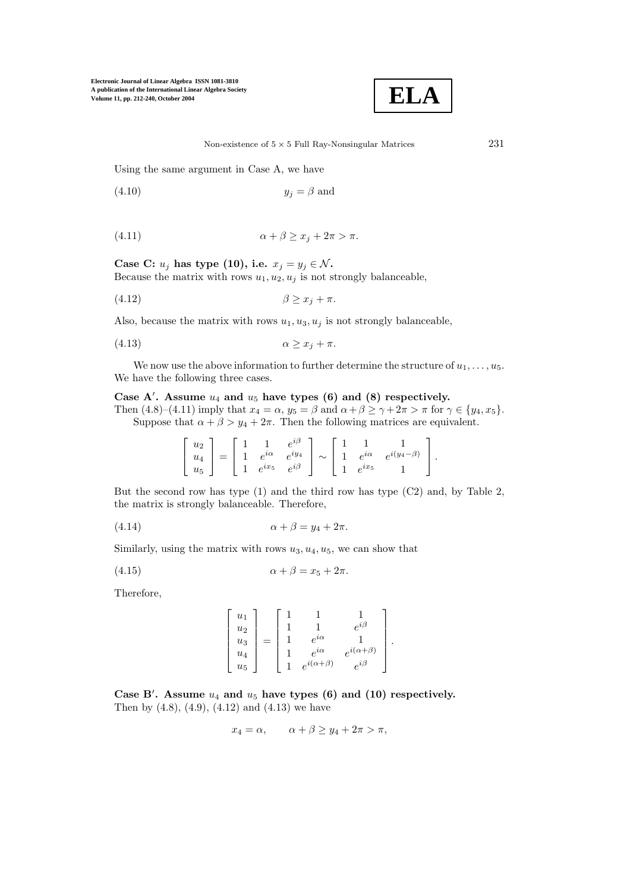Using the same argument in Case A, we have

$$y_j = \beta \text{ and} \tag{4.10}$$

$$\alpha + \beta \geq x_j + 2\pi > \pi. \tag{4.11}$$

**Case C: $u_j$ has type (10), i.e. $x_j = y_j \in \mathcal{N}$.**
Because the matrix with rows $u_1, u_2, u_j$ is not strongly balanceable,

$$\beta \geq x_j + \pi. \tag{4.12}$$

Also, because the matrix with rows $u_1, u_3, u_j$ is not strongly balanceable,

$$\alpha \geq x_j + \pi. \tag{4.13}$$

We now use the above information to further determine the structure of $u_1, \ldots, u_5$. We have the following three cases.

**Case A$'$. Assume $u_4$ and $u_5$ have types (6) and (8) respectively.**
Then (4.8)–(4.11) imply that $x_4 = \alpha$, $y_5 = \beta$ and $\alpha+\beta \geq \gamma + 2\pi > \pi$ for $\gamma \in \{y_4, x_5\}$.

Suppose that $\alpha + \beta > y_4 + 2\pi$. Then the following matrices are equivalent.

$$\begin{bmatrix} u_2 \\ u_4 \\ u_5 \end{bmatrix} = \begin{bmatrix} 1 & 1 & e^{i\beta} \\ 1 & e^{i\alpha} & e^{iy_4} \\ 1 & e^{ix_5} & e^{i\beta} \end{bmatrix} \sim \begin{bmatrix} 1 & 1 & 1 \\ 1 & e^{i\alpha} & e^{i(y_4-\beta)} \\ 1 & e^{ix_5} & 1 \end{bmatrix}.$$

But the second row has type (1) and the third row has type (C2) and, by Table 2, the matrix is strongly balanceable. Therefore,

$$\alpha + \beta = y_4 + 2\pi. \tag{4.14}$$

Similarly, using the matrix with rows $u_3, u_4, u_5$, we can show that

$$\alpha + \beta = x_5 + 2\pi. \tag{4.15}$$

Therefore,

$$\begin{bmatrix} u_1 \\ u_2 \\ u_3 \\ u_4 \\ u_5 \end{bmatrix} = \begin{bmatrix} 1 & 1 & 1 \\ 1 & 1 & e^{i\beta} \\ 1 & e^{i\alpha} & 1 \\ 1 & e^{i\alpha} & e^{i(\alpha+\beta)} \\ 1 & e^{i(\alpha+\beta)} & e^{i\beta} \end{bmatrix}.$$

**Case B$'$. Assume $u_4$ and $u_5$ have types (6) and (10) respectively.**
Then by (4.8), (4.9), (4.12) and (4.13) we have

$$x_4 = \alpha, \qquad \alpha + \beta \geq y_4 + 2\pi > \pi,$$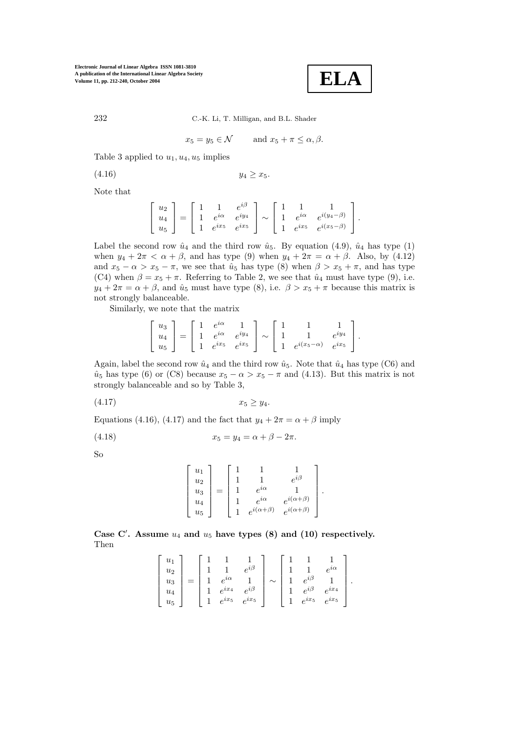$$x_5 = y_5 \in \mathcal{N} \qquad \text{and } x_5 + \pi \le \alpha, \beta.$$

Table 3 applied to $u_1, u_4, u_5$ implies

$$y_4 \ge x_5. \tag{4.16}$$

Note that

$$\begin{bmatrix} u_2 \\ u_4 \\ u_5 \end{bmatrix} = \begin{bmatrix} 1 & 1 & e^{i\beta} \\ 1 & e^{i\alpha} & e^{iy_4} \\ 1 & e^{ix_5} & e^{ix_5} \end{bmatrix} \sim \begin{bmatrix} 1 & 1 & 1 \\ 1 & e^{i\alpha} & e^{i(y_4-\beta)} \\ 1 & e^{ix_5} & e^{i(x_5-\beta)} \end{bmatrix}.$$

Label the second row $\hat{u}_4$ and the third row $\hat{u}_5$. By equation (4.9), $\hat{u}_4$ has type (1) when $y_4 + 2\pi < \alpha + \beta$, and has type (9) when $y_4 + 2\pi = \alpha + \beta$. Also, by (4.12) and $x_5 - \alpha > x_5 - \pi$, we see that $\hat{u}_5$ has type (8) when $\beta > x_5 + \pi$, and has type (C4) when $\beta = x_5 + \pi$. Referring to Table 2, we see that $\hat{u}_4$ must have type (9), i.e. $y_4 + 2\pi = \alpha + \beta$, and $\hat{u}_5$ must have type (8), i.e. $\beta > x_5 + \pi$ because this matrix is not strongly balanceable.

Similarly, we note that the matrix

$$\begin{bmatrix} u_3 \\ u_4 \\ u_5 \end{bmatrix} = \begin{bmatrix} 1 & e^{i\alpha} & 1 \\ 1 & e^{i\alpha} & e^{iy_4} \\ 1 & e^{ix_5} & e^{ix_5} \end{bmatrix} \sim \begin{bmatrix} 1 & 1 & 1 \\ 1 & 1 & e^{iy_4} \\ 1 & e^{i(x_5-\alpha)} & e^{ix_5} \end{bmatrix}.$$

Again, label the second row $\hat{u}_4$ and the third row $\hat{u}_5$. Note that $\hat{u}_4$ has type (C6) and $\hat{u}_5$ has type (6) or (C8) because $x_5 - \alpha > x_5 - \pi$ and (4.13). But this matrix is not strongly balanceable and so by Table 3,

$$x_5 \ge y_4. \tag{4.17}$$

Equations (4.16), (4.17) and the fact that $y_4 + 2\pi = \alpha + \beta$ imply

$$x_5 = y_4 = \alpha + \beta - 2\pi. \tag{4.18}$$

So

$$\begin{bmatrix} u_1 \\ u_2 \\ u_3 \\ u_4 \\ u_5 \end{bmatrix} = \begin{bmatrix} 1 & 1 & 1 \\ 1 & 1 & e^{i\beta} \\ 1 & e^{i\alpha} & 1 \\ 1 & e^{i\alpha} & e^{i(\alpha+\beta)} \\ 1 & e^{i(\alpha+\beta)} & e^{i(\alpha+\beta)} \end{bmatrix}.$$

**Case C′. Assume $u_4$ and $u_5$ have types (8) and (10) respectively.**
Then

$$\begin{bmatrix} u_1 \\ u_2 \\ u_3 \\ u_4 \\ u_5 \end{bmatrix} = \begin{bmatrix} 1 & 1 & 1 \\ 1 & 1 & e^{i\beta} \\ 1 & e^{i\alpha} & 1 \\ 1 & e^{ix_4} & e^{i\beta} \\ 1 & e^{ix_5} & e^{ix_5} \end{bmatrix} \sim \begin{bmatrix} 1 & 1 & 1 \\ 1 & 1 & e^{i\alpha} \\ 1 & e^{i\beta} & 1 \\ 1 & e^{i\beta} & e^{ix_4} \\ 1 & e^{ix_5} & e^{ix_5} \end{bmatrix}.$$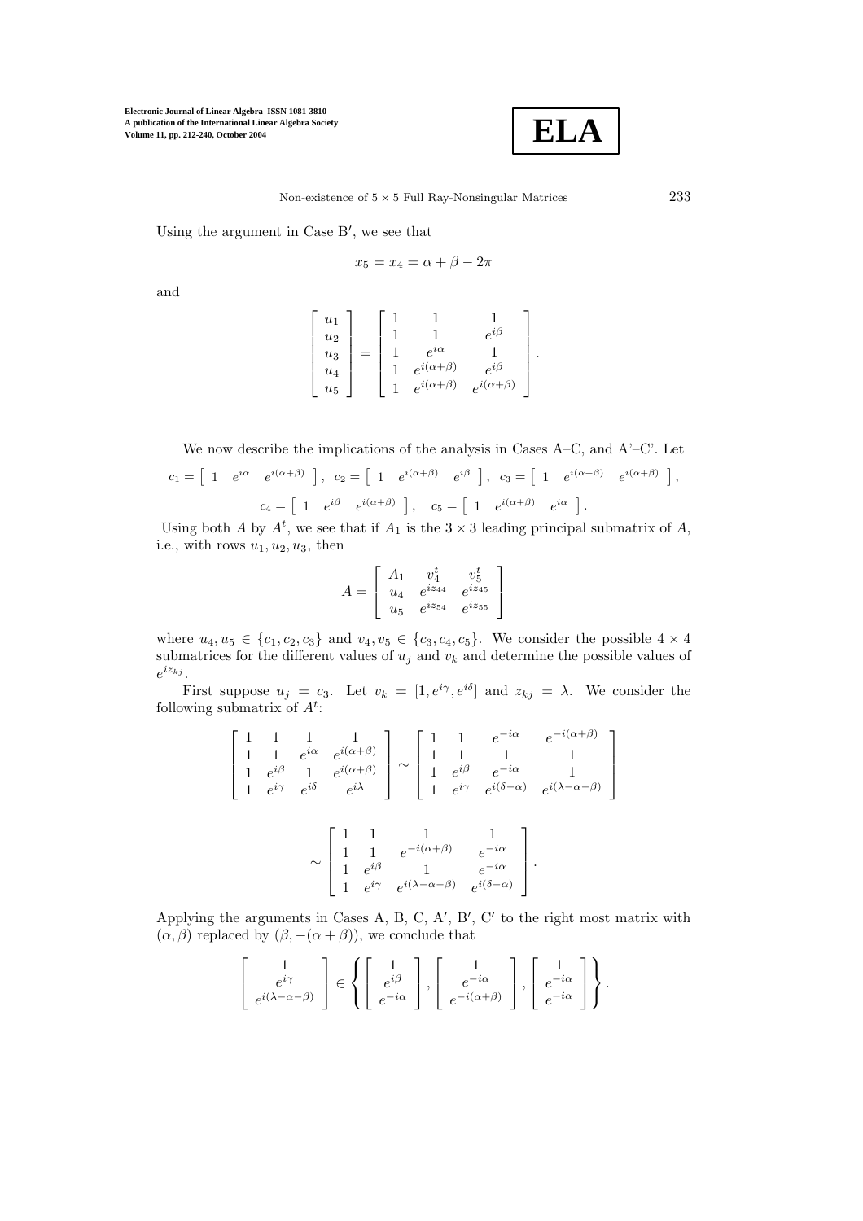Using the argument in Case B′, we see that

$$x_5 = x_4 = \alpha + \beta - 2\pi$$

and

$$\begin{bmatrix} u_1 \\ u_2 \\ u_3 \\ u_4 \\ u_5 \end{bmatrix} = \begin{bmatrix} 1 & 1 & 1 \\ 1 & 1 & e^{i\beta} \\ 1 & e^{i\alpha} & 1 \\ 1 & e^{i(\alpha+\beta)} & e^{i\beta} \\ 1 & e^{i(\alpha+\beta)} & e^{i(\alpha+\beta)} \end{bmatrix}.$$

We now describe the implications of the analysis in Cases A–C, and A'–C'. Let

$$c_1 = \begin{bmatrix} 1 & e^{i\alpha} & e^{i(\alpha+\beta)} \end{bmatrix}, \; c_2 = \begin{bmatrix} 1 & e^{i(\alpha+\beta)} & e^{i\beta} \end{bmatrix}, \; c_3 = \begin{bmatrix} 1 & e^{i(\alpha+\beta)} & e^{i(\alpha+\beta)} \end{bmatrix},$$

$$c_4 = \begin{bmatrix} 1 & e^{i\beta} & e^{i(\alpha+\beta)} \end{bmatrix}, \quad c_5 = \begin{bmatrix} 1 & e^{i(\alpha+\beta)} & e^{i\alpha} \end{bmatrix}.$$

Using both $A$ by $A^t$, we see that if $A_1$ is the $3 \times 3$ leading principal submatrix of $A$, i.e., with rows $u_1, u_2, u_3$, then

$$A = \begin{bmatrix} A_1 & v_4^t & v_5^t \\ u_4 & e^{iz_{44}} & e^{iz_{45}} \\ u_5 & e^{iz_{54}} & e^{iz_{55}} \end{bmatrix}$$

where $u_4, u_5 \in \{c_1, c_2, c_3\}$ and $v_4, v_5 \in \{c_3, c_4, c_5\}$. We consider the possible $4 \times 4$ submatrices for the different values of $u_j$ and $v_k$ and determine the possible values of $e^{iz_{kj}}$.

First suppose $u_j = c_3$. Let $v_k = [1, e^{i\gamma}, e^{i\delta}]$ and $z_{kj} = \lambda$. We consider the following submatrix of $A^t$:

$$\begin{bmatrix} 1 & 1 & 1 & 1 \\ 1 & 1 & e^{i\alpha} & e^{i(\alpha+\beta)} \\ 1 & e^{i\beta} & 1 & e^{i(\alpha+\beta)} \\ 1 & e^{i\gamma} & e^{i\delta} & e^{i\lambda} \end{bmatrix} \sim \begin{bmatrix} 1 & 1 & e^{-i\alpha} & e^{-i(\alpha+\beta)} \\ 1 & 1 & 1 & 1 \\ 1 & e^{i\beta} & e^{-i\alpha} & 1 \\ 1 & e^{i\gamma} & e^{i(\delta-\alpha)} & e^{i(\lambda-\alpha-\beta)} \end{bmatrix}$$

$$\sim \begin{bmatrix} 1 & 1 & 1 & 1 \\ 1 & 1 & e^{-i(\alpha+\beta)} & e^{-i\alpha} \\ 1 & e^{i\beta} & 1 & e^{-i\alpha} \\ 1 & e^{i\gamma} & e^{i(\lambda-\alpha-\beta)} & e^{i(\delta-\alpha)} \end{bmatrix}.$$

Applying the arguments in Cases A, B, C, A′, B′, C′ to the right most matrix with $(\alpha, \beta)$ replaced by $(\beta, -(\alpha+\beta))$, we conclude that

$$\begin{bmatrix} 1 \\ e^{i\gamma} \\ e^{i(\lambda-\alpha-\beta)} \end{bmatrix} \in \left\{ \begin{bmatrix} 1 \\ e^{i\beta} \\ e^{-i\alpha} \end{bmatrix}, \begin{bmatrix} 1 \\ e^{-i\alpha} \\ e^{-i(\alpha+\beta)} \end{bmatrix}, \begin{bmatrix} 1 \\ e^{-i\alpha} \\ e^{-i\alpha} \end{bmatrix} \right\}.$$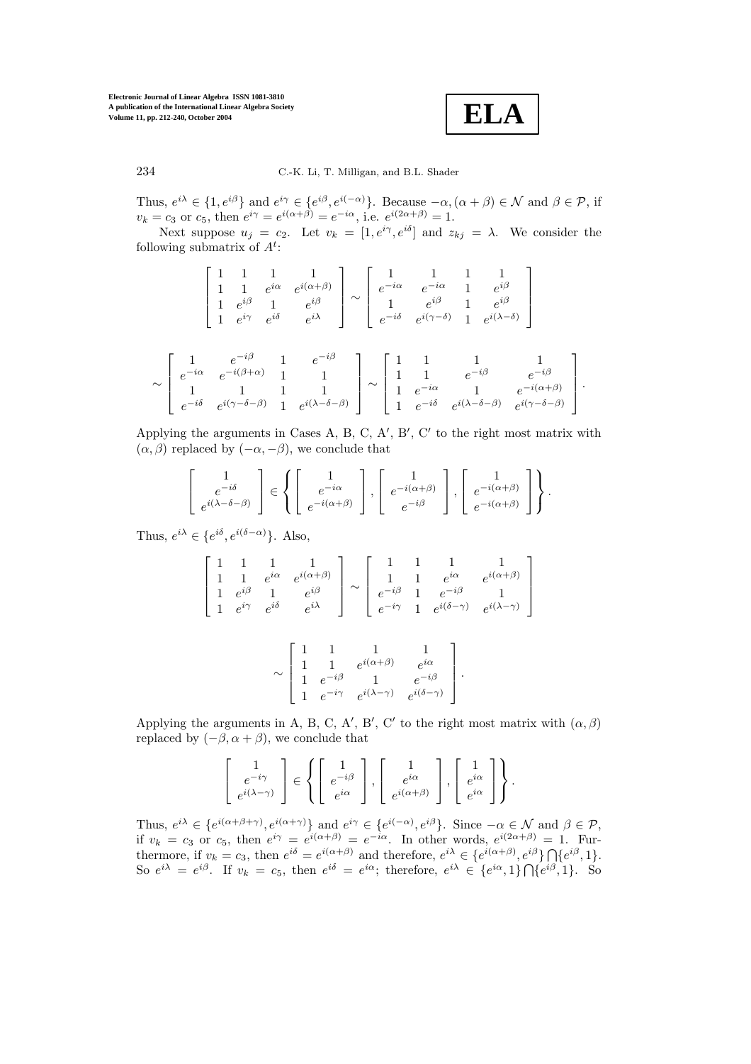Thus, $e^{i\lambda} \in \{1, e^{i\beta}\}$ and $e^{i\gamma} \in \{e^{i\beta}, e^{i(-\alpha)}\}$. Because $-\alpha, (\alpha+\beta) \in \mathcal{N}$ and $\beta \in \mathcal{P}$, if $v_k = c_3$ or $c_5$, then $e^{i\gamma} = e^{i(\alpha+\beta)} = e^{-i\alpha}$, i.e. $e^{i(2\alpha+\beta)} = 1$.

Next suppose $u_j = c_2$. Let $v_k = [1, e^{i\gamma}, e^{i\delta}]$ and $z_{kj} = \lambda$. We consider the following submatrix of $A^t$:

$$
\begin{bmatrix} 1 & 1 & 1 & 1 \\ 1 & 1 & e^{i\alpha} & e^{i(\alpha+\beta)} \\ 1 & e^{i\beta} & 1 & e^{i\beta} \\ 1 & e^{i\gamma} & e^{i\delta} & e^{i\lambda} \end{bmatrix} \sim \begin{bmatrix} 1 & 1 & 1 & 1 \\ e^{-i\alpha} & e^{-i\alpha} & 1 & e^{i\beta} \\ 1 & e^{i\beta} & 1 & e^{i\beta} \\ e^{-i\delta} & e^{i(\gamma-\delta)} & 1 & e^{i(\lambda-\delta)} \end{bmatrix}
$$

$$
\sim \begin{bmatrix} 1 & e^{-i\beta} & 1 & e^{-i\beta} \\ e^{-i\alpha} & e^{-i(\beta+\alpha)} & 1 & 1 \\ 1 & 1 & 1 & 1 \\ e^{-i\delta} & e^{i(\gamma-\delta-\beta)} & 1 & e^{i(\lambda-\delta-\beta)} \end{bmatrix} \sim \begin{bmatrix} 1 & 1 & 1 & 1 \\ 1 & 1 & e^{-i\beta} & e^{-i\beta} \\ 1 & e^{-i\alpha} & 1 & e^{-i(\alpha+\beta)} \\ 1 & e^{-i\delta} & e^{i(\lambda-\delta-\beta)} & e^{i(\gamma-\delta-\beta)} \end{bmatrix}.
$$

Applying the arguments in Cases A, B, C, A$'$, B$'$, C$'$ to the right most matrix with $(\alpha, \beta)$ replaced by $(-\alpha, -\beta)$, we conclude that

$$
\begin{bmatrix} 1 \\ e^{-i\delta} \\ e^{i(\lambda-\delta-\beta)} \end{bmatrix} \in \left\{ \begin{bmatrix} 1 \\ e^{-i\alpha} \\ e^{-i(\alpha+\beta)} \end{bmatrix}, \begin{bmatrix} 1 \\ e^{-i(\alpha+\beta)} \\ e^{-i\beta} \end{bmatrix}, \begin{bmatrix} 1 \\ e^{-i(\alpha+\beta)} \\ e^{-i(\alpha+\beta)} \end{bmatrix} \right\}.
$$

Thus, $e^{i\lambda} \in \{e^{i\delta}, e^{i(\delta-\alpha)}\}$. Also,

$$
\begin{bmatrix} 1 & 1 & 1 & 1 \\ 1 & 1 & e^{i\alpha} & e^{i(\alpha+\beta)} \\ 1 & e^{i\beta} & 1 & e^{i\beta} \\ 1 & e^{i\gamma} & e^{i\delta} & e^{i\lambda} \end{bmatrix} \sim \begin{bmatrix} 1 & 1 & 1 & 1 \\ 1 & 1 & e^{i\alpha} & e^{i(\alpha+\beta)} \\ e^{-i\beta} & 1 & e^{-i\beta} & 1 \\ e^{-i\gamma} & 1 & e^{i(\delta-\gamma)} & e^{i(\lambda-\gamma)} \end{bmatrix}
$$

$$
\sim \begin{bmatrix} 1 & 1 & 1 & 1 \\ 1 & 1 & e^{i(\alpha+\beta)} & e^{i\alpha} \\ 1 & e^{-i\beta} & 1 & e^{-i\beta} \\ 1 & e^{-i\gamma} & e^{i(\lambda-\gamma)} & e^{i(\delta-\gamma)} \end{bmatrix}.
$$

Applying the arguments in A, B, C, A$'$, B$'$, C$'$ to the right most matrix with $(\alpha, \beta)$ replaced by $(-\beta, \alpha+\beta)$, we conclude that

$$
\begin{bmatrix} 1 \\ e^{-i\gamma} \\ e^{i(\lambda-\gamma)} \end{bmatrix} \in \left\{ \begin{bmatrix} 1 \\ e^{-i\beta} \\ e^{i\alpha} \end{bmatrix}, \begin{bmatrix} 1 \\ e^{i\alpha} \\ e^{i(\alpha+\beta)} \end{bmatrix}, \begin{bmatrix} 1 \\ e^{i\alpha} \\ e^{i\alpha} \end{bmatrix} \right\}.
$$

Thus, $e^{i\lambda} \in \{e^{i(\alpha+\beta+\gamma)}, e^{i(\alpha+\gamma)}\}$ and $e^{i\gamma} \in \{e^{i(-\alpha)}, e^{i\beta}\}$. Since $-\alpha \in \mathcal{N}$ and $\beta \in \mathcal{P}$, if $v_k = c_3$ or $c_5$, then $e^{i\gamma} = e^{i(\alpha+\beta)} = e^{-i\alpha}$. In other words, $e^{i(2\alpha+\beta)} = 1$. Furthermore, if $v_k = c_3$, then $e^{i\delta} = e^{i(\alpha+\beta)}$ and therefore, $e^{i\lambda} \in \{e^{i(\alpha+\beta)}, e^{i\beta}\} \bigcap \{e^{i\beta}, 1\}$. So $e^{i\lambda} = e^{i\beta}$. If $v_k = c_5$, then $e^{i\delta} = e^{i\alpha}$; therefore, $e^{i\lambda} \in \{e^{i\alpha}, 1\} \bigcap \{e^{i\beta}, 1\}$. So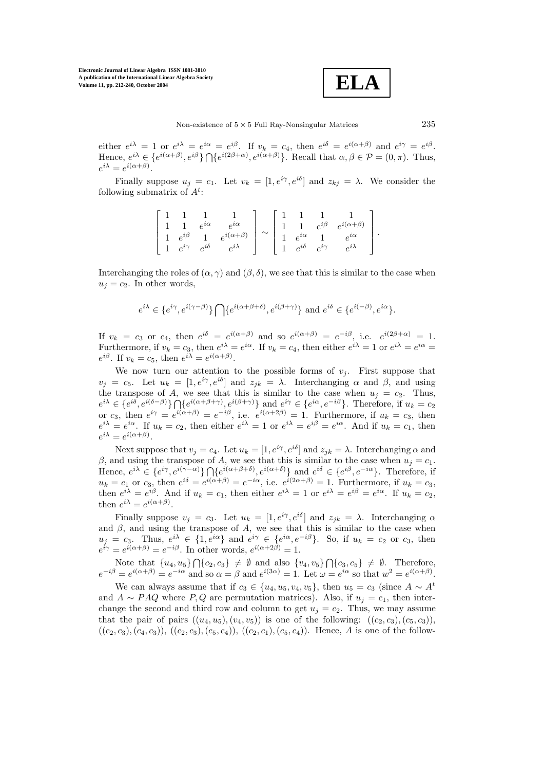either $e^{i\lambda} = 1$ or $e^{i\lambda} = e^{i\alpha} = e^{i\beta}$. If $v_k = c_4$, then $e^{i\delta} = e^{i(\alpha+\beta)}$ and $e^{i\gamma} = e^{i\beta}$. Hence, $e^{i\lambda} \in \{e^{i(\alpha+\beta)}, e^{i\beta}\} \bigcap \{e^{i(2\beta+\alpha)}, e^{i(\alpha+\beta)}\}$. Recall that $\alpha, \beta \in \mathcal{P} = (0, \pi)$. Thus, $e^{i\lambda} = e^{i(\alpha+\beta)}$.

Finally suppose $u_j = c_1$. Let $v_k = [1, e^{i\gamma}, e^{i\delta}]$ and $z_{kj} = \lambda$. We consider the following submatrix of $A^t$:

$$\begin{bmatrix} 1 & 1 & 1 & 1 \\ 1 & 1 & e^{i\alpha} & e^{i\alpha} \\ 1 & e^{i\beta} & 1 & e^{i(\alpha+\beta)} \\ 1 & e^{i\gamma} & e^{i\delta} & e^{i\lambda} \end{bmatrix} \sim \begin{bmatrix} 1 & 1 & 1 & 1 \\ 1 & 1 & e^{i\beta} & e^{i(\alpha+\beta)} \\ 1 & e^{i\alpha} & 1 & e^{i\alpha} \\ 1 & e^{i\delta} & e^{i\gamma} & e^{i\lambda} \end{bmatrix}.$$

Interchanging the roles of $(\alpha, \gamma)$ and $(\beta, \delta)$, we see that this is similar to the case when $u_j = c_2$. In other words,

$$e^{i\lambda} \in \{e^{i\gamma}, e^{i(\gamma-\beta)}\} \bigcap \{e^{i(\alpha+\beta+\delta)}, e^{i(\beta+\gamma)}\} \text{ and } e^{i\delta} \in \{e^{i(-\beta)}, e^{i\alpha}\}.$$

If $v_k = c_3$ or $c_4$, then $e^{i\delta} = e^{i(\alpha+\beta)}$ and so $e^{i(\alpha+\beta)} = e^{-i\beta}$, i.e. $e^{i(2\beta+\alpha)} = 1$. Furthermore, if $v_k = c_3$, then $e^{i\lambda} = e^{i\alpha}$. If $v_k = c_4$, then either $e^{i\lambda} = 1$ or $e^{i\lambda} = e^{i\alpha} = e^{i\beta}$. If $v_k = c_5$, then $e^{i\lambda} = e^{i(\alpha+\beta)}$.

We now turn our attention to the possible forms of $v_j$. First suppose that $v_j = c_5$. Let $u_k = [1, e^{i\gamma}, e^{i\delta}]$ and $z_{jk} = \lambda$. Interchanging $\alpha$ and $\beta$, and using the transpose of $A$, we see that this is similar to the case when $u_j = c_2$. Thus, $e^{i\lambda} \in \{e^{i\delta}, e^{i(\delta-\beta)}\} \bigcap \{e^{i(\alpha+\beta+\gamma)}, e^{i(\beta+\gamma)}\}$ and $e^{i\gamma} \in \{e^{i\alpha}, e^{-i\beta}\}$. Therefore, if $u_k = c_2$ or $c_3$, then $e^{i\gamma} = e^{i(\alpha+\beta)} = e^{-i\beta}$, i.e. $e^{i(\alpha+2\beta)} = 1$. Furthermore, if $u_k = c_3$, then $e^{i\lambda} = e^{i\alpha}$. If $u_k = c_2$, then either $e^{i\lambda} = 1$ or $e^{i\lambda} = e^{i\beta} = e^{i\alpha}$. And if $u_k = c_1$, then $e^{i\lambda} = e^{i(\alpha+\beta)}$.

Next suppose that $v_j = c_4$. Let $u_k = [1, e^{i\gamma}, e^{i\delta}]$ and $z_{jk} = \lambda$. Interchanging $\alpha$ and $\beta$, and using the transpose of $A$, we see that this is similar to the case when $u_j = c_1$. Hence, $e^{i\lambda} \in \{e^{i\gamma}, e^{i(\gamma-\alpha)}\} \bigcap \{e^{i(\alpha+\beta+\delta)}, e^{i(\alpha+\delta)}\}$ and $e^{i\delta} \in \{e^{i\beta}, e^{-i\alpha}\}$. Therefore, if $u_k = c_1$ or $c_3$, then $e^{i\delta} = e^{i(\alpha+\beta)} = e^{-i\alpha}$, i.e. $e^{i(2\alpha+\beta)} = 1$. Furthermore, if $u_k = c_3$, then $e^{i\lambda} = e^{i\beta}$. And if $u_k = c_1$, then either $e^{i\lambda} = 1$ or $e^{i\lambda} = e^{i\beta} = e^{i\alpha}$. If $u_k = c_2$, then $e^{i\lambda} = e^{i(\alpha+\beta)}$.

Finally suppose $v_j = c_3$. Let $u_k = [1, e^{i\gamma}, e^{i\delta}]$ and $z_{jk} = \lambda$. Interchanging $\alpha$ and $\beta$, and using the transpose of $A$, we see that this is similar to the case when $u_j = c_3$. Thus, $e^{i\lambda} \in \{1, e^{i\alpha}\}$ and $e^{i\gamma} \in \{e^{i\alpha}, e^{-i\beta}\}$. So, if $u_k = c_2$ or $c_3$, then $e^{i\gamma} = e^{i(\alpha+\beta)} = e^{-i\beta}$. In other words, $e^{i(\alpha+2\beta)} = 1$.

Note that $\{u_4, u_5\} \bigcap \{c_2, c_3\} \neq \emptyset$ and also $\{v_4, v_5\} \bigcap \{c_3, c_5\} \neq \emptyset$. Therefore, $e^{-i\beta} = e^{i(\alpha+\beta)} = e^{-i\alpha}$ and so $\alpha = \beta$ and $e^{i(3\alpha)} = 1$. Let $\omega = e^{i\alpha}$ so that $w^2 = e^{i(\alpha+\beta)}$.

We can always assume that if $c_3 \in \{u_4, u_5, v_4, v_5\}$, then $u_5 = c_3$ (since $A \sim A^t$ and $A \sim PAQ$ where $P, Q$ are permutation matrices). Also, if $u_j = c_1$, then interchange the second and third row and column to get $u_j = c_2$. Thus, we may assume that the pair of pairs $((u_4, u_5), (v_4, v_5))$ is one of the following: $((c_2, c_3), (c_5, c_3))$, $((c_2, c_3), (c_4, c_3))$, $((c_2, c_3), (c_5, c_4))$, $((c_2, c_1), (c_5, c_4))$. Hence, $A$ is one of the follow-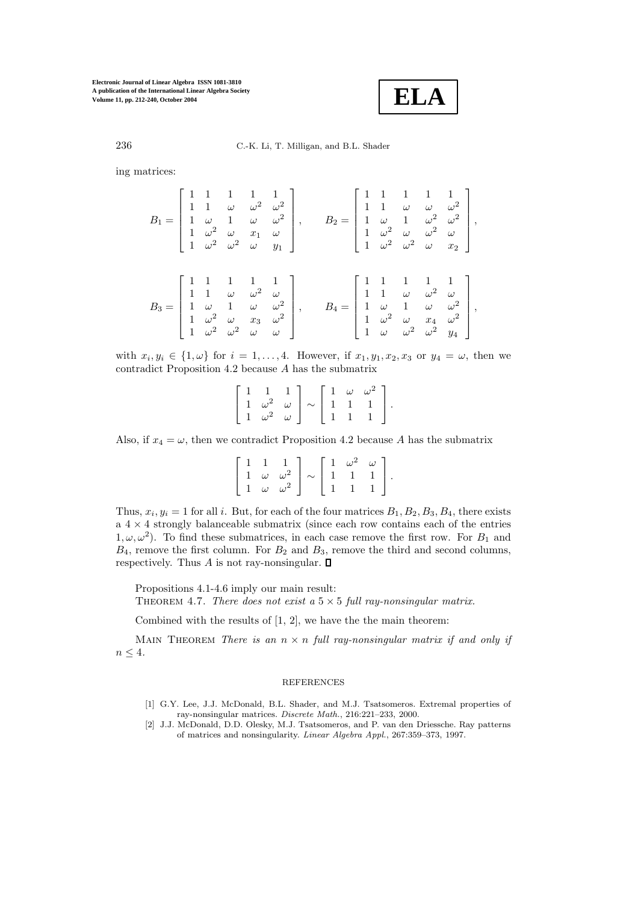ing matrices:

$$B_1 = \begin{bmatrix} 1 & 1 & 1 & 1 & 1 \\ 1 & 1 & \omega & \omega^2 & \omega^2 \\ 1 & \omega & 1 & \omega & \omega^2 \\ 1 & \omega^2 & \omega & x_1 & \omega \\ 1 & \omega^2 & \omega^2 & \omega & y_1 \end{bmatrix}, \qquad B_2 = \begin{bmatrix} 1 & 1 & 1 & 1 & 1 \\ 1 & 1 & \omega & \omega & \omega^2 \\ 1 & \omega & 1 & \omega^2 & \omega^2 \\ 1 & \omega^2 & \omega & \omega^2 & \omega \\ 1 & \omega^2 & \omega^2 & \omega & x_2 \end{bmatrix},$$

$$B_3 = \begin{bmatrix} 1 & 1 & 1 & 1 & 1 \\ 1 & 1 & \omega & \omega^2 & \omega \\ 1 & \omega & 1 & \omega & \omega^2 \\ 1 & \omega^2 & \omega & x_3 & \omega^2 \\ 1 & \omega^2 & \omega^2 & \omega & \omega \end{bmatrix}, \qquad B_4 = \begin{bmatrix} 1 & 1 & 1 & 1 & 1 \\ 1 & 1 & \omega & \omega^2 & \omega \\ 1 & \omega & 1 & \omega & \omega^2 \\ 1 & \omega^2 & \omega & x_4 & \omega^2 \\ 1 & \omega & \omega^2 & \omega^2 & y_4 \end{bmatrix},$$

with $x_i, y_i \in \{1, \omega\}$ for $i = 1, \ldots, 4$. However, if $x_1, y_1, x_2, x_3$ or $y_4 = \omega$, then we contradict Proposition 4.2 because $A$ has the submatrix

$$\begin{bmatrix} 1 & 1 & 1 \\ 1 & \omega^2 & \omega \\ 1 & \omega^2 & \omega \end{bmatrix} \sim \begin{bmatrix} 1 & \omega & \omega^2 \\ 1 & 1 & 1 \\ 1 & 1 & 1 \end{bmatrix}.$$

Also, if $x_4 = \omega$, then we contradict Proposition 4.2 because $A$ has the submatrix

$$\begin{bmatrix} 1 & 1 & 1 \\ 1 & \omega & \omega^2 \\ 1 & \omega & \omega^2 \end{bmatrix} \sim \begin{bmatrix} 1 & \omega^2 & \omega \\ 1 & 1 & 1 \\ 1 & 1 & 1 \end{bmatrix}.$$

Thus, $x_i, y_i = 1$ for all $i$. But, for each of the four matrices $B_1, B_2, B_3, B_4$, there exists a $4 \times 4$ strongly balanceable submatrix (since each row contains each of the entries $1, \omega, \omega^2$). To find these submatrices, in each case remove the first row. For $B_1$ and $B_4$, remove the first column. For $B_2$ and $B_3$, remove the third and second columns, respectively. Thus $A$ is not ray-nonsingular. ∎

Propositions 4.1-4.6 imply our main result:

Theorem 4.7. *There does not exist a $5 \times 5$ full ray-nonsingular matrix.*

Combined with the results of [1, 2], we have the the main theorem:

Main Theorem *There is an $n \times n$ full ray-nonsingular matrix if and only if $n \leq 4$.*

## REFERENCES

[1] G.Y. Lee, J.J. McDonald, B.L. Shader, and M.J. Tsatsomeros. Extremal properties of ray-nonsingular matrices. *Discrete Math.*, 216:221–233, 2000.

[2] J.J. McDonald, D.D. Olesky, M.J. Tsatsomeros, and P. van den Driessche. Ray patterns of matrices and nonsingularity. *Linear Algebra Appl.*, 267:359–373, 1997.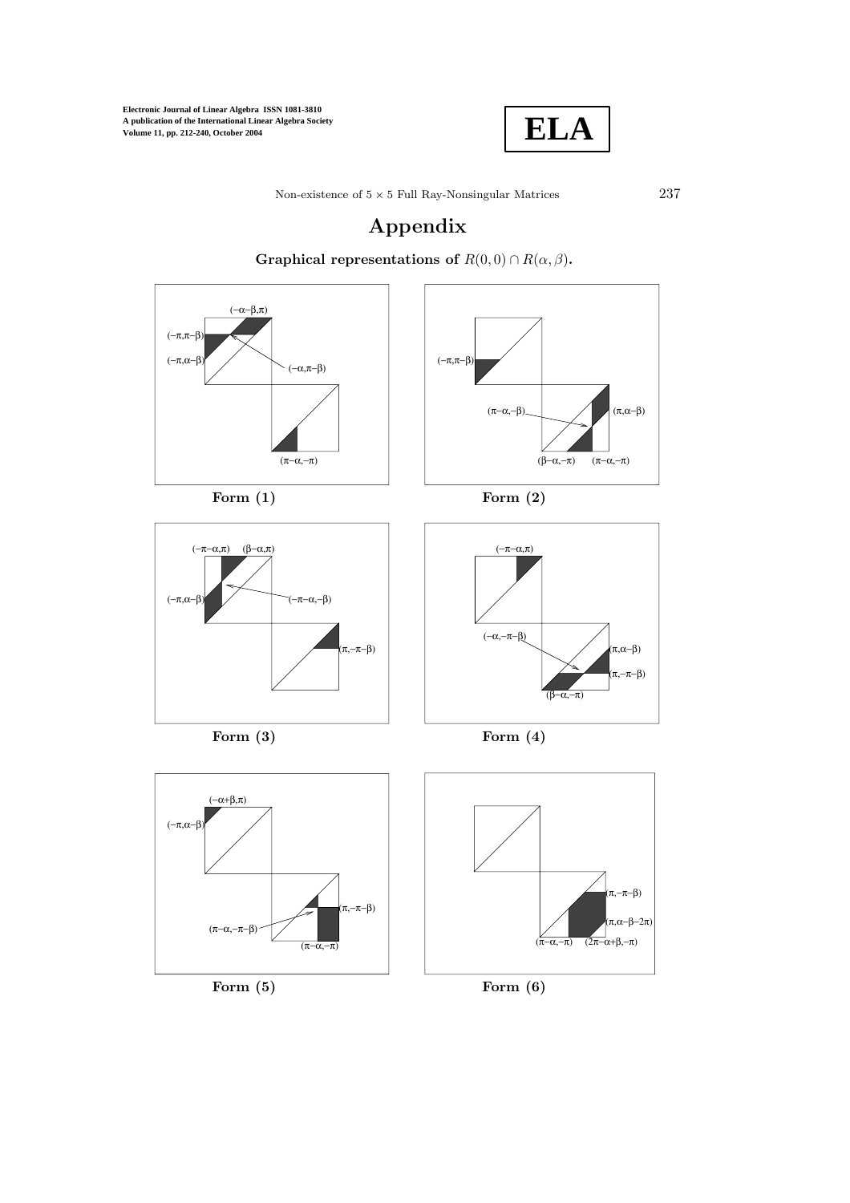# Appendix

**Graphical representations of $R(0,0) \cap R(\alpha, \beta)$.**

$(-\alpha-\beta,\pi)$

$(-\pi,\pi-\beta)$

$(-\pi,\alpha-\beta)$

$(-\alpha,\pi-\beta)$

$(\pi-\alpha,-\pi)$

**Form (1)**

$(-\pi,\pi-\beta)$

$(\pi-\alpha,-\beta)$

$(\pi,\alpha-\beta)$

$(\beta-\alpha,-\pi)$ $(\pi-\alpha,-\pi)$

**Form (2)**

$(-\pi-\alpha,\pi)$ $(\beta-\alpha,\pi)$

$(-\pi,\alpha-\beta)$

$(-\pi-\alpha,-\beta)$

$(\pi,-\pi-\beta)$

**Form (3)**

$(-\pi-\alpha,\pi)$

$(-\alpha,-\pi-\beta)$

$(\pi,\alpha-\beta)$

$(\pi,-\pi-\beta)$

$(\beta-\alpha,-\pi)$

**Form (4)**

$(-\alpha+\beta,\pi)$

$(-\pi,\alpha-\beta)$

$(\pi,-\pi-\beta)$

$(\pi-\alpha,-\pi-\beta)$

$(\pi-\alpha,-\pi)$

**Form (5)**

$(\pi,-\pi-\beta)$

$(\pi,\alpha-\beta-2\pi)$

$(\pi-\alpha,-\pi)$ $(2\pi-\alpha+\beta,-\pi)$

**Form (6)**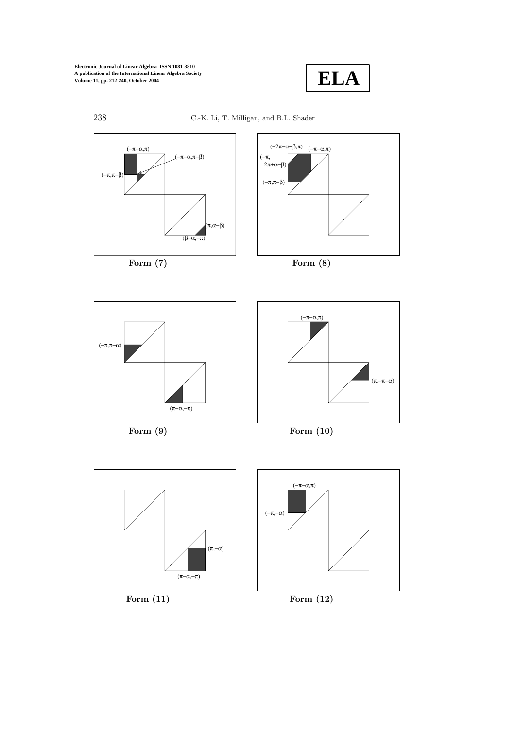**Form (7)**

**Form (8)**

**Form (9)**

**Form (10)**

**Form (11)**

**Form (12)**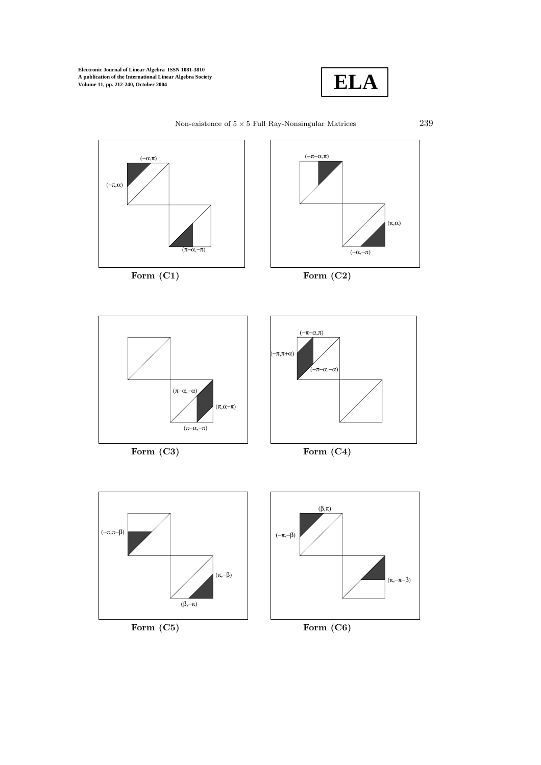Form (C1)

Form (C2)

Form (C3)

Form (C4)

Form (C5)

Form (C6)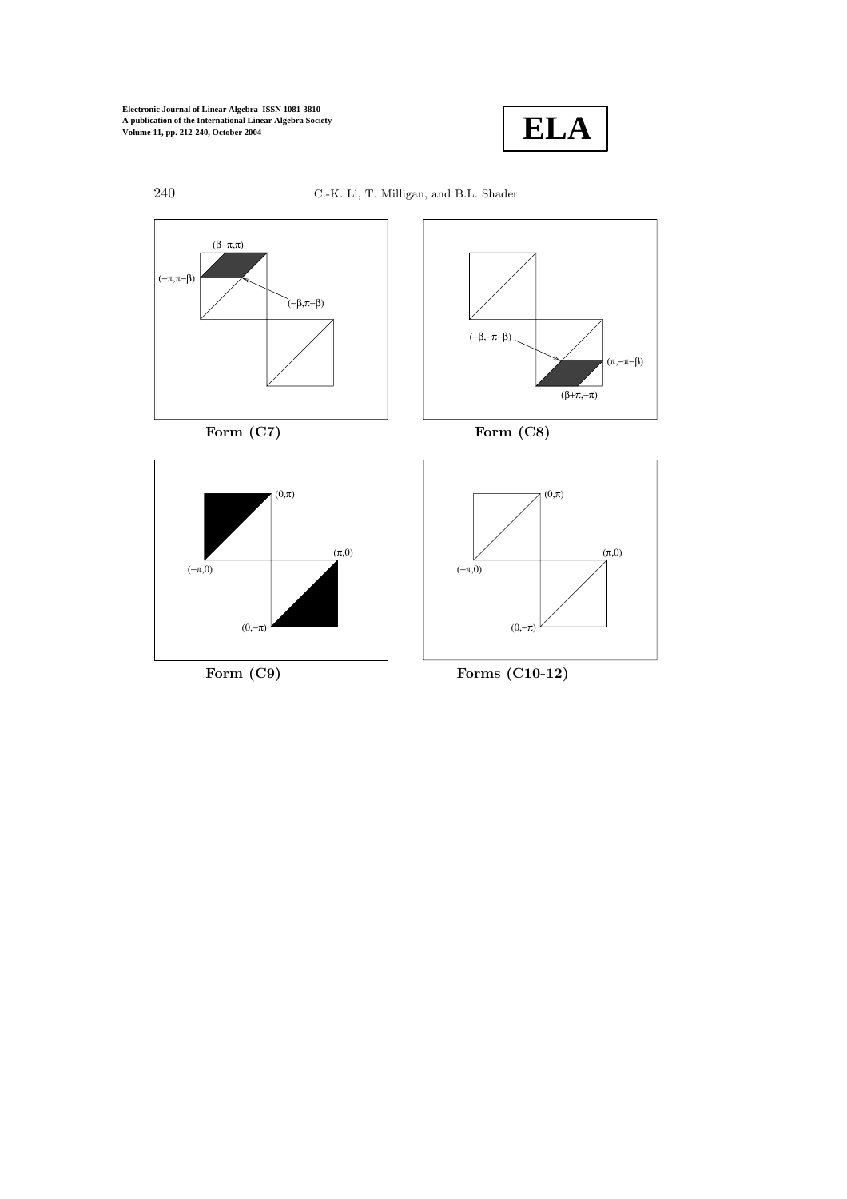$(\beta-\pi,\pi)$

$(-\pi,\pi-\beta)$

$(-\beta,\pi-\beta)$

**Form (C7)**

$(-\beta,-\pi-\beta)$

$(\pi,-\pi-\beta)$

$(\beta+\pi,-\pi)$

**Form (C8)**

$(0,\pi)$

$(\pi,0)$

$(-\pi,0)$

$(0,-\pi)$

**Form (C9)**

$(0,\pi)$

$(\pi,0)$

$(-\pi,0)$

$(0,-\pi)$

**Forms (C10-12)**